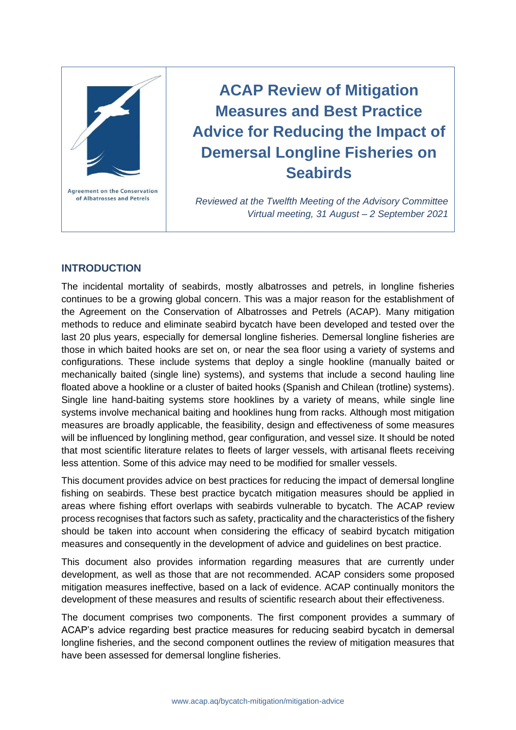Agreement on the Conservation of Albatrosses and Petrels

# ACAP Review of Mitigation Measures and Best Practice Advice for Reducing the Impact of Demersal Longline Fisheries on Seabirds

*Reviewed at the Twelfth Meeting of the Advisory Committee*
*Virtual meeting, 31 August – 2 September 2021*

## INTRODUCTION

The incidental mortality of seabirds, mostly albatrosses and petrels, in longline fisheries continues to be a growing global concern. This was a major reason for the establishment of the Agreement on the Conservation of Albatrosses and Petrels (ACAP). Many mitigation methods to reduce and eliminate seabird bycatch have been developed and tested over the last 20 plus years, especially for demersal longline fisheries. Demersal longline fisheries are those in which baited hooks are set on, or near the sea floor using a variety of systems and configurations. These include systems that deploy a single hookline (manually baited or mechanically baited (single line) systems), and systems that include a second hauling line floated above a hookline or a cluster of baited hooks (Spanish and Chilean (trotline) systems). Single line hand-baiting systems store hooklines by a variety of means, while single line systems involve mechanical baiting and hooklines hung from racks. Although most mitigation measures are broadly applicable, the feasibility, design and effectiveness of some measures will be influenced by longlining method, gear configuration, and vessel size. It should be noted that most scientific literature relates to fleets of larger vessels, with artisanal fleets receiving less attention. Some of this advice may need to be modified for smaller vessels.

This document provides advice on best practices for reducing the impact of demersal longline fishing on seabirds. These best practice bycatch mitigation measures should be applied in areas where fishing effort overlaps with seabirds vulnerable to bycatch. The ACAP review process recognises that factors such as safety, practicality and the characteristics of the fishery should be taken into account when considering the efficacy of seabird bycatch mitigation measures and consequently in the development of advice and guidelines on best practice.

This document also provides information regarding measures that are currently under development, as well as those that are not recommended. ACAP considers some proposed mitigation measures ineffective, based on a lack of evidence. ACAP continually monitors the development of these measures and results of scientific research about their effectiveness.

The document comprises two components. The first component provides a summary of ACAP's advice regarding best practice measures for reducing seabird bycatch in demersal longline fisheries, and the second component outlines the review of mitigation measures that have been assessed for demersal longline fisheries.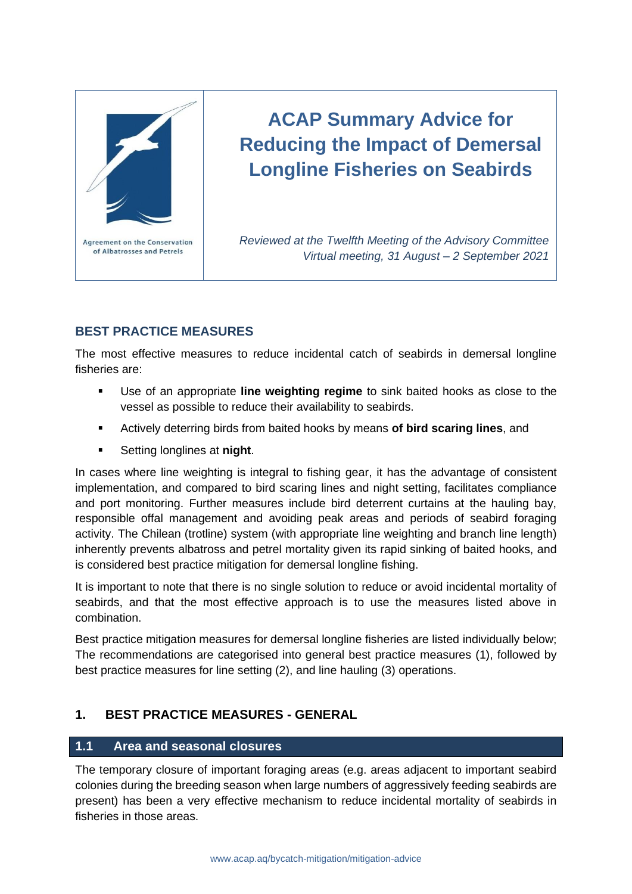# ACAP Summary Advice for Reducing the Impact of Demersal Longline Fisheries on Seabirds

Agreement on the Conservation of Albatrosses and Petrels

*Reviewed at the Twelfth Meeting of the Advisory Committee*
*Virtual meeting, 31 August – 2 September 2021*

## BEST PRACTICE MEASURES

The most effective measures to reduce incidental catch of seabirds in demersal longline fisheries are:

- Use of an appropriate **line weighting regime** to sink baited hooks as close to the vessel as possible to reduce their availability to seabirds.
- Actively deterring birds from baited hooks by means **of bird scaring lines**, and
- Setting longlines at **night**.

In cases where line weighting is integral to fishing gear, it has the advantage of consistent implementation, and compared to bird scaring lines and night setting, facilitates compliance and port monitoring. Further measures include bird deterrent curtains at the hauling bay, responsible offal management and avoiding peak areas and periods of seabird foraging activity. The Chilean (trotline) system (with appropriate line weighting and branch line length) inherently prevents albatross and petrel mortality given its rapid sinking of baited hooks, and is considered best practice mitigation for demersal longline fishing.

It is important to note that there is no single solution to reduce or avoid incidental mortality of seabirds, and that the most effective approach is to use the measures listed above in combination.

Best practice mitigation measures for demersal longline fisheries are listed individually below; The recommendations are categorised into general best practice measures (1), followed by best practice measures for line setting (2), and line hauling (3) operations.

## 1. BEST PRACTICE MEASURES - GENERAL

### 1.1 Area and seasonal closures

The temporary closure of important foraging areas (e.g. areas adjacent to important seabird colonies during the breeding season when large numbers of aggressively feeding seabirds are present) has been a very effective mechanism to reduce incidental mortality of seabirds in fisheries in those areas.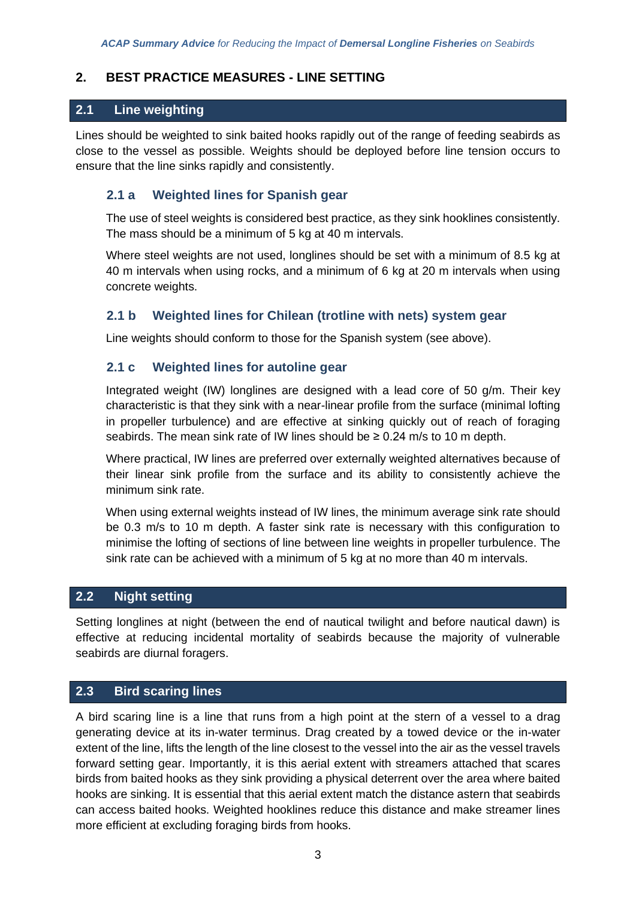## 2. BEST PRACTICE MEASURES - LINE SETTING

### 2.1 Line weighting

Lines should be weighted to sink baited hooks rapidly out of the range of feeding seabirds as close to the vessel as possible. Weights should be deployed before line tension occurs to ensure that the line sinks rapidly and consistently.

#### 2.1 a Weighted lines for Spanish gear

The use of steel weights is considered best practice, as they sink hooklines consistently. The mass should be a minimum of 5 kg at 40 m intervals.

Where steel weights are not used, longlines should be set with a minimum of 8.5 kg at 40 m intervals when using rocks, and a minimum of 6 kg at 20 m intervals when using concrete weights.

#### 2.1 b Weighted lines for Chilean (trotline with nets) system gear

Line weights should conform to those for the Spanish system (see above).

#### 2.1 c Weighted lines for autoline gear

Integrated weight (IW) longlines are designed with a lead core of 50 g/m. Their key characteristic is that they sink with a near-linear profile from the surface (minimal lofting in propeller turbulence) and are effective at sinking quickly out of reach of foraging seabirds. The mean sink rate of IW lines should be ≥ 0.24 m/s to 10 m depth.

Where practical, IW lines are preferred over externally weighted alternatives because of their linear sink profile from the surface and its ability to consistently achieve the minimum sink rate.

When using external weights instead of IW lines, the minimum average sink rate should be 0.3 m/s to 10 m depth. A faster sink rate is necessary with this configuration to minimise the lofting of sections of line between line weights in propeller turbulence. The sink rate can be achieved with a minimum of 5 kg at no more than 40 m intervals.

### 2.2 Night setting

Setting longlines at night (between the end of nautical twilight and before nautical dawn) is effective at reducing incidental mortality of seabirds because the majority of vulnerable seabirds are diurnal foragers.

### 2.3 Bird scaring lines

A bird scaring line is a line that runs from a high point at the stern of a vessel to a drag generating device at its in-water terminus. Drag created by a towed device or the in-water extent of the line, lifts the length of the line closest to the vessel into the air as the vessel travels forward setting gear. Importantly, it is this aerial extent with streamers attached that scares birds from baited hooks as they sink providing a physical deterrent over the area where baited hooks are sinking. It is essential that this aerial extent match the distance astern that seabirds can access baited hooks. Weighted hooklines reduce this distance and make streamer lines more efficient at excluding foraging birds from hooks.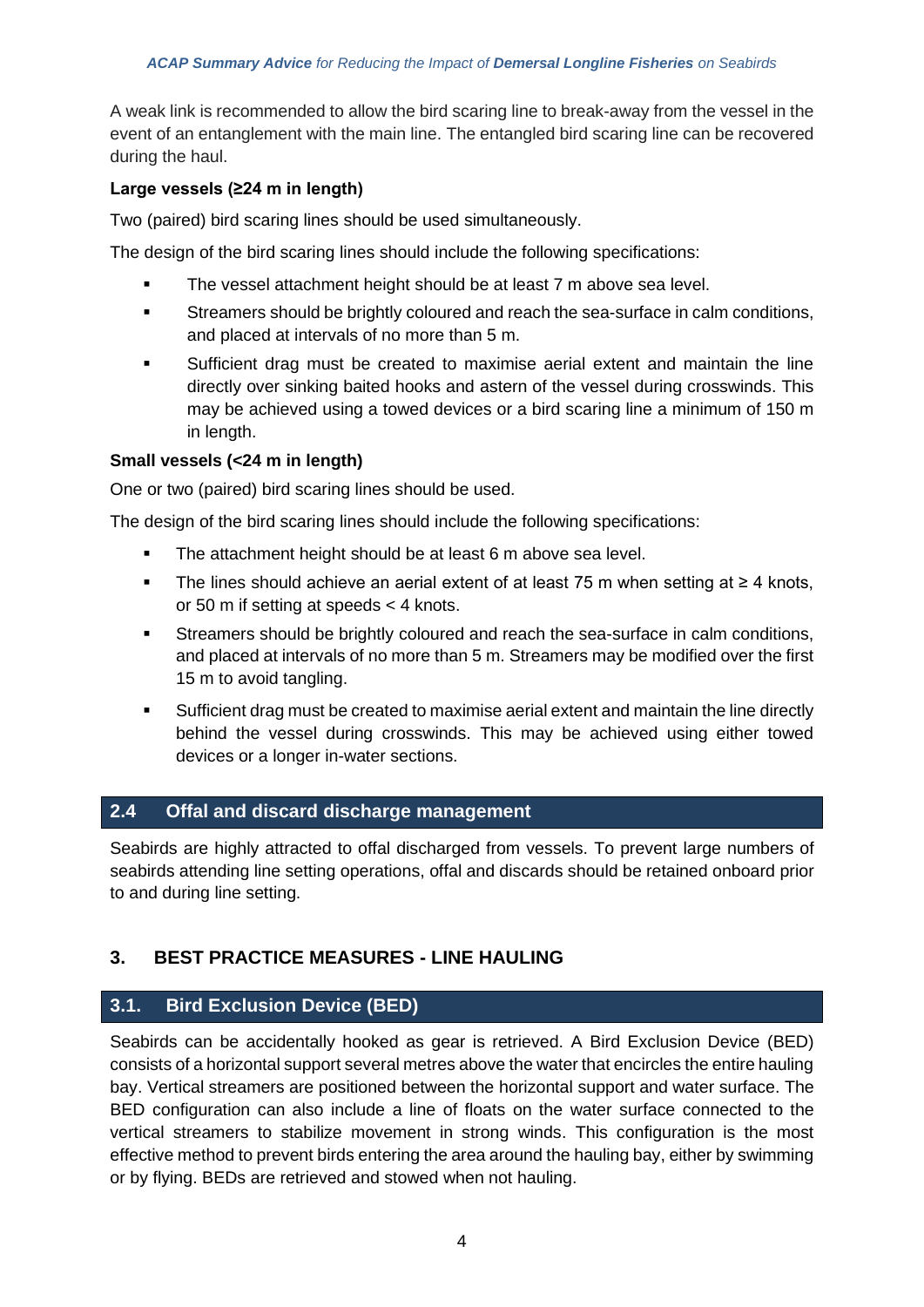A weak link is recommended to allow the bird scaring line to break-away from the vessel in the event of an entanglement with the main line. The entangled bird scaring line can be recovered during the haul.

**Large vessels (≥24 m in length)**

Two (paired) bird scaring lines should be used simultaneously.

The design of the bird scaring lines should include the following specifications:

- The vessel attachment height should be at least 7 m above sea level.
- Streamers should be brightly coloured and reach the sea-surface in calm conditions, and placed at intervals of no more than 5 m.
- Sufficient drag must be created to maximise aerial extent and maintain the line directly over sinking baited hooks and astern of the vessel during crosswinds. This may be achieved using a towed devices or a bird scaring line a minimum of 150 m in length.

**Small vessels (<24 m in length)**

One or two (paired) bird scaring lines should be used.

The design of the bird scaring lines should include the following specifications:

- The attachment height should be at least 6 m above sea level.
- The lines should achieve an aerial extent of at least 75 m when setting at ≥ 4 knots, or 50 m if setting at speeds < 4 knots.
- Streamers should be brightly coloured and reach the sea-surface in calm conditions, and placed at intervals of no more than 5 m. Streamers may be modified over the first 15 m to avoid tangling.
- Sufficient drag must be created to maximise aerial extent and maintain the line directly behind the vessel during crosswinds. This may be achieved using either towed devices or a longer in-water sections.

### 2.4 Offal and discard discharge management

Seabirds are highly attracted to offal discharged from vessels. To prevent large numbers of seabirds attending line setting operations, offal and discards should be retained onboard prior to and during line setting.

## 3. BEST PRACTICE MEASURES - LINE HAULING

### 3.1. Bird Exclusion Device (BED)

Seabirds can be accidentally hooked as gear is retrieved. A Bird Exclusion Device (BED) consists of a horizontal support several metres above the water that encircles the entire hauling bay. Vertical streamers are positioned between the horizontal support and water surface. The BED configuration can also include a line of floats on the water surface connected to the vertical streamers to stabilize movement in strong winds. This configuration is the most effective method to prevent birds entering the area around the hauling bay, either by swimming or by flying. BEDs are retrieved and stowed when not hauling.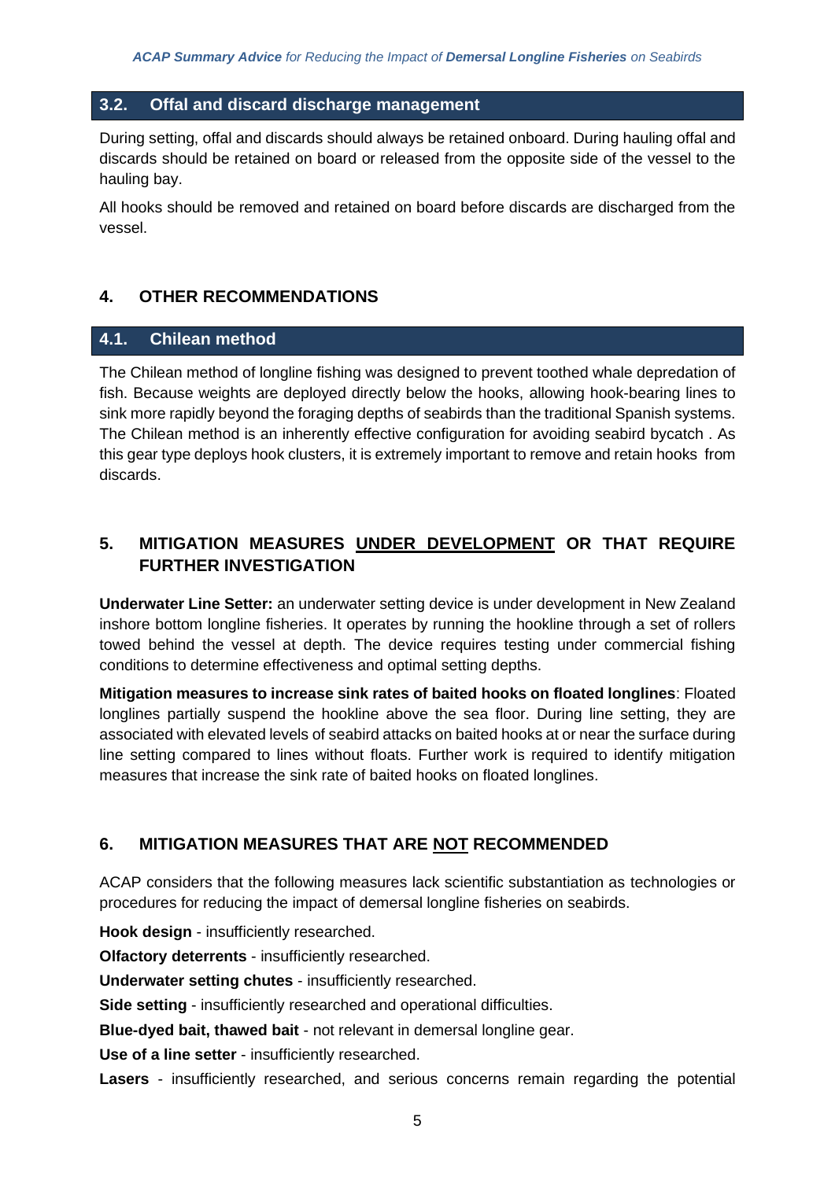## 3.2. Offal and discard discharge management

During setting, offal and discards should always be retained onboard. During hauling offal and discards should be retained on board or released from the opposite side of the vessel to the hauling bay.

All hooks should be removed and retained on board before discards are discharged from the vessel.

# 4. OTHER RECOMMENDATIONS

## 4.1. Chilean method

The Chilean method of longline fishing was designed to prevent toothed whale depredation of fish. Because weights are deployed directly below the hooks, allowing hook-bearing lines to sink more rapidly beyond the foraging depths of seabirds than the traditional Spanish systems. The Chilean method is an inherently effective configuration for avoiding seabird bycatch . As this gear type deploys hook clusters, it is extremely important to remove and retain hooks from discards.

# 5. MITIGATION MEASURES UNDER DEVELOPMENT OR THAT REQUIRE FURTHER INVESTIGATION

**Underwater Line Setter:** an underwater setting device is under development in New Zealand inshore bottom longline fisheries. It operates by running the hookline through a set of rollers towed behind the vessel at depth. The device requires testing under commercial fishing conditions to determine effectiveness and optimal setting depths.

**Mitigation measures to increase sink rates of baited hooks on floated longlines**: Floated longlines partially suspend the hookline above the sea floor. During line setting, they are associated with elevated levels of seabird attacks on baited hooks at or near the surface during line setting compared to lines without floats. Further work is required to identify mitigation measures that increase the sink rate of baited hooks on floated longlines.

# 6. MITIGATION MEASURES THAT ARE NOT RECOMMENDED

ACAP considers that the following measures lack scientific substantiation as technologies or procedures for reducing the impact of demersal longline fisheries on seabirds.

**Hook design** - insufficiently researched.

**Olfactory deterrents** - insufficiently researched.

**Underwater setting chutes** - insufficiently researched.

**Side setting** - insufficiently researched and operational difficulties.

**Blue-dyed bait, thawed bait** - not relevant in demersal longline gear.

**Use of a line setter** - insufficiently researched.

**Lasers** - insufficiently researched, and serious concerns remain regarding the potential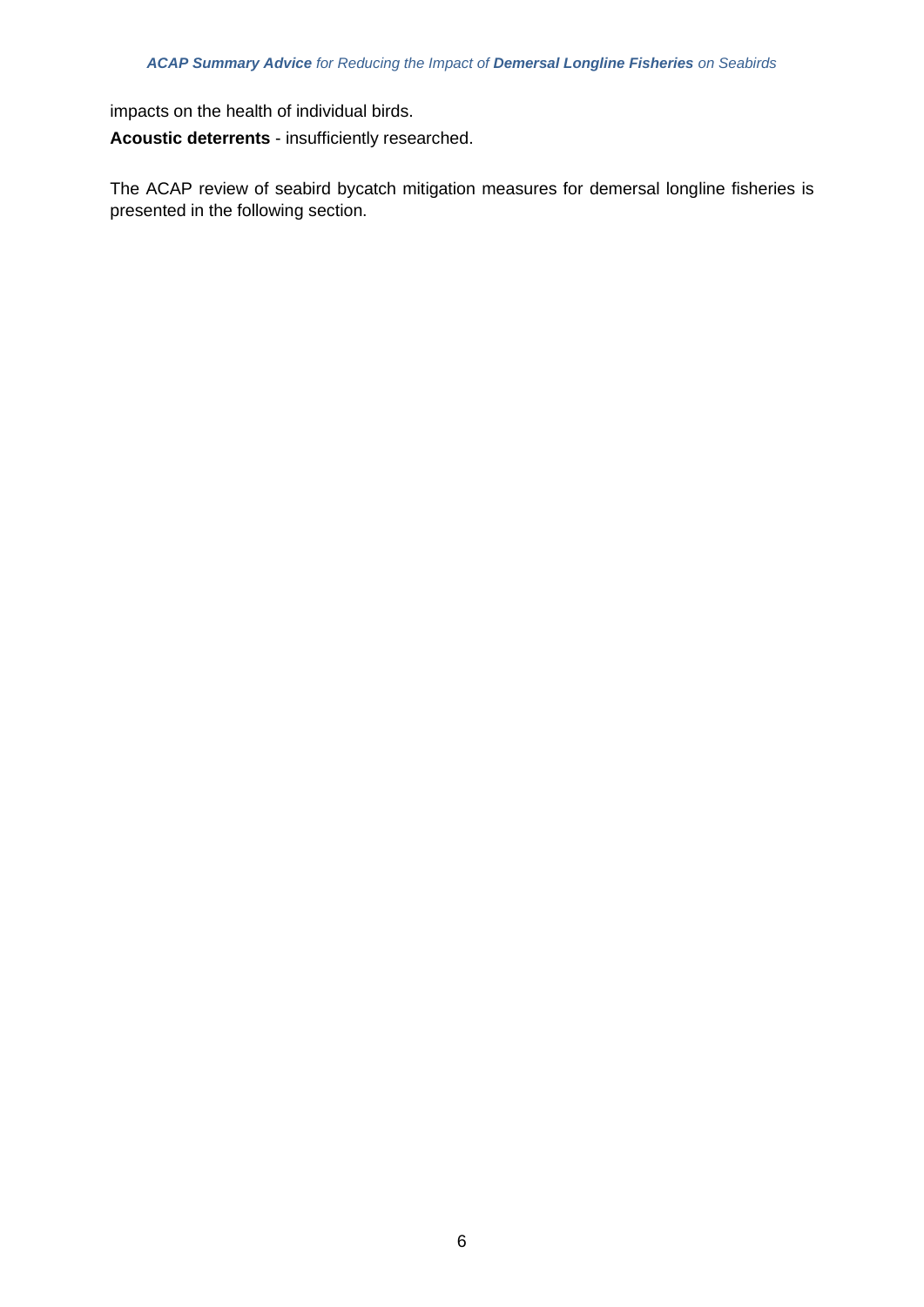impacts on the health of individual birds.

**Acoustic deterrents** - insufficiently researched.

The ACAP review of seabird bycatch mitigation measures for demersal longline fisheries is presented in the following section.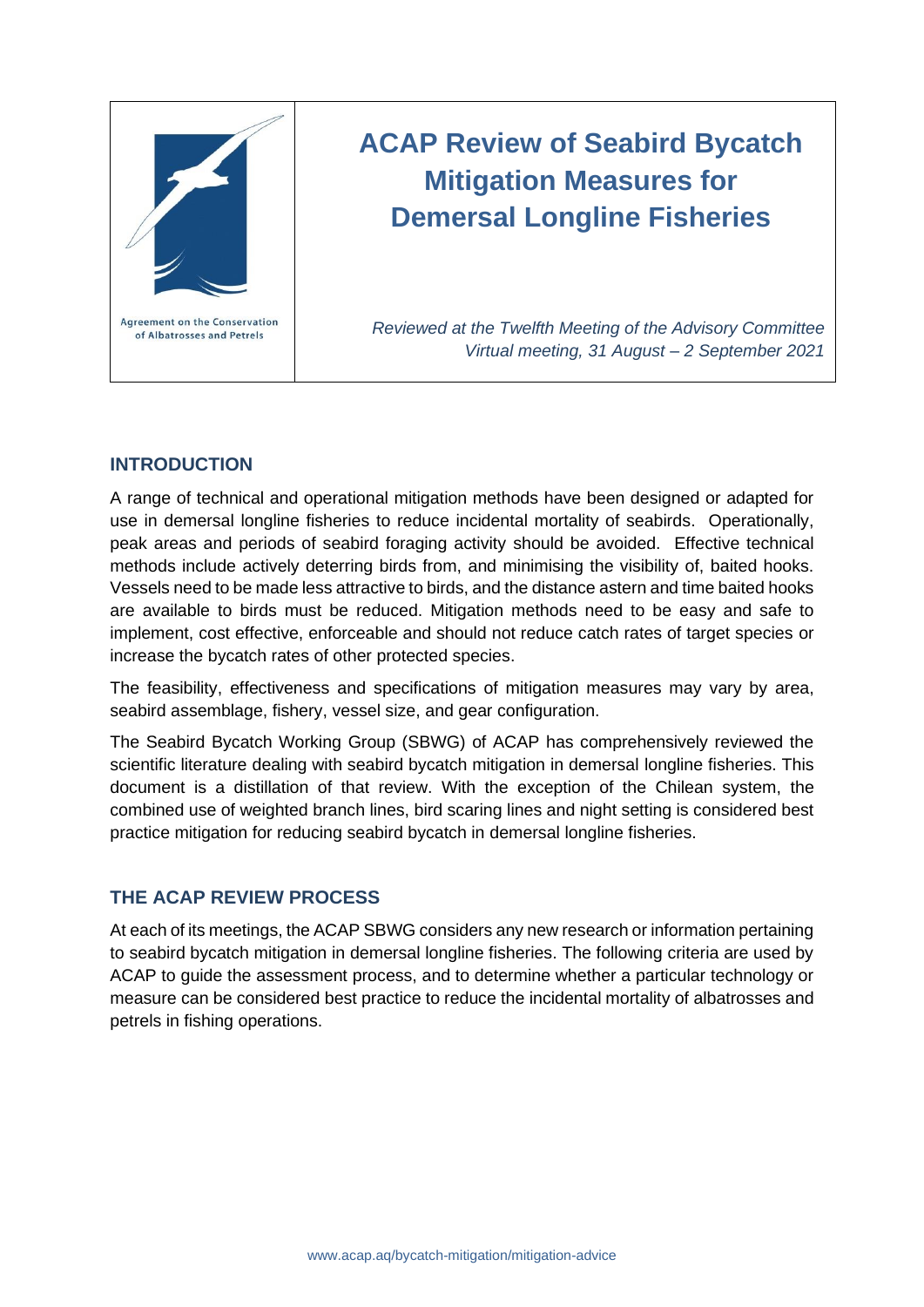Agreement on the Conservation of Albatrosses and Petrels

# ACAP Review of Seabird Bycatch Mitigation Measures for Demersal Longline Fisheries

*Reviewed at the Twelfth Meeting of the Advisory Committee*
*Virtual meeting, 31 August – 2 September 2021*

## INTRODUCTION

A range of technical and operational mitigation methods have been designed or adapted for use in demersal longline fisheries to reduce incidental mortality of seabirds. Operationally, peak areas and periods of seabird foraging activity should be avoided. Effective technical methods include actively deterring birds from, and minimising the visibility of, baited hooks. Vessels need to be made less attractive to birds, and the distance astern and time baited hooks are available to birds must be reduced. Mitigation methods need to be easy and safe to implement, cost effective, enforceable and should not reduce catch rates of target species or increase the bycatch rates of other protected species.

The feasibility, effectiveness and specifications of mitigation measures may vary by area, seabird assemblage, fishery, vessel size, and gear configuration.

The Seabird Bycatch Working Group (SBWG) of ACAP has comprehensively reviewed the scientific literature dealing with seabird bycatch mitigation in demersal longline fisheries. This document is a distillation of that review. With the exception of the Chilean system, the combined use of weighted branch lines, bird scaring lines and night setting is considered best practice mitigation for reducing seabird bycatch in demersal longline fisheries.

## THE ACAP REVIEW PROCESS

At each of its meetings, the ACAP SBWG considers any new research or information pertaining to seabird bycatch mitigation in demersal longline fisheries. The following criteria are used by ACAP to guide the assessment process, and to determine whether a particular technology or measure can be considered best practice to reduce the incidental mortality of albatrosses and petrels in fishing operations.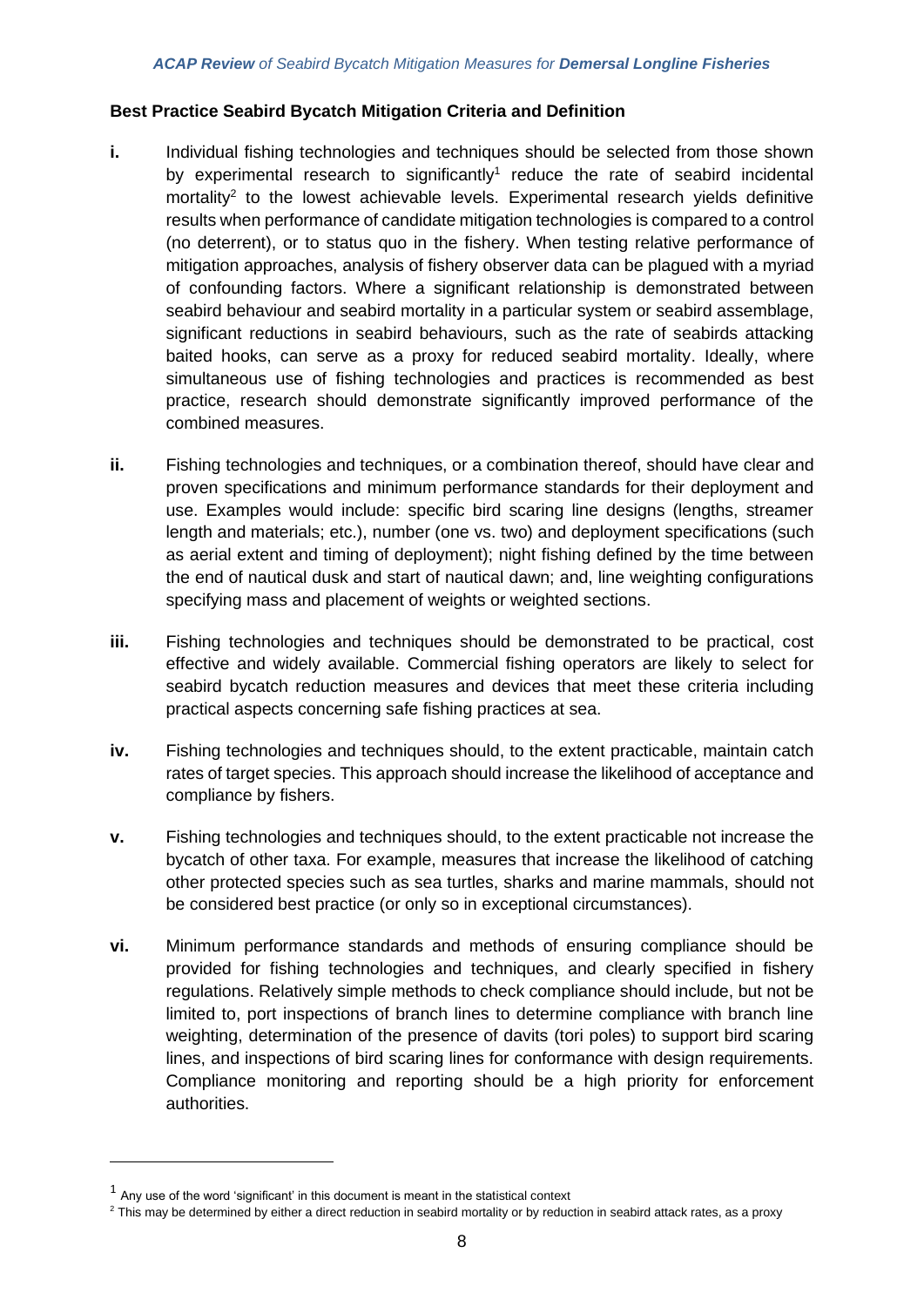## Best Practice Seabird Bycatch Mitigation Criteria and Definition

**i.** Individual fishing technologies and techniques should be selected from those shown by experimental research to significantly[1] reduce the rate of seabird incidental mortality[2] to the lowest achievable levels. Experimental research yields definitive results when performance of candidate mitigation technologies is compared to a control (no deterrent), or to status quo in the fishery. When testing relative performance of mitigation approaches, analysis of fishery observer data can be plagued with a myriad of confounding factors. Where a significant relationship is demonstrated between seabird behaviour and seabird mortality in a particular system or seabird assemblage, significant reductions in seabird behaviours, such as the rate of seabirds attacking baited hooks, can serve as a proxy for reduced seabird mortality. Ideally, where simultaneous use of fishing technologies and practices is recommended as best practice, research should demonstrate significantly improved performance of the combined measures.

**ii.** Fishing technologies and techniques, or a combination thereof, should have clear and proven specifications and minimum performance standards for their deployment and use. Examples would include: specific bird scaring line designs (lengths, streamer length and materials; etc.), number (one vs. two) and deployment specifications (such as aerial extent and timing of deployment); night fishing defined by the time between the end of nautical dusk and start of nautical dawn; and, line weighting configurations specifying mass and placement of weights or weighted sections.

**iii.** Fishing technologies and techniques should be demonstrated to be practical, cost effective and widely available. Commercial fishing operators are likely to select for seabird bycatch reduction measures and devices that meet these criteria including practical aspects concerning safe fishing practices at sea.

**iv.** Fishing technologies and techniques should, to the extent practicable, maintain catch rates of target species. This approach should increase the likelihood of acceptance and compliance by fishers.

**v.** Fishing technologies and techniques should, to the extent practicable not increase the bycatch of other taxa. For example, measures that increase the likelihood of catching other protected species such as sea turtles, sharks and marine mammals, should not be considered best practice (or only so in exceptional circumstances).

**vi.** Minimum performance standards and methods of ensuring compliance should be provided for fishing technologies and techniques, and clearly specified in fishery regulations. Relatively simple methods to check compliance should include, but not be limited to, port inspections of branch lines to determine compliance with branch line weighting, determination of the presence of davits (tori poles) to support bird scaring lines, and inspections of bird scaring lines for conformance with design requirements. Compliance monitoring and reporting should be a high priority for enforcement authorities.

---

[1] Any use of the word 'significant' in this document is meant in the statistical context

[2] This may be determined by either a direct reduction in seabird mortality or by reduction in seabird attack rates, as a proxy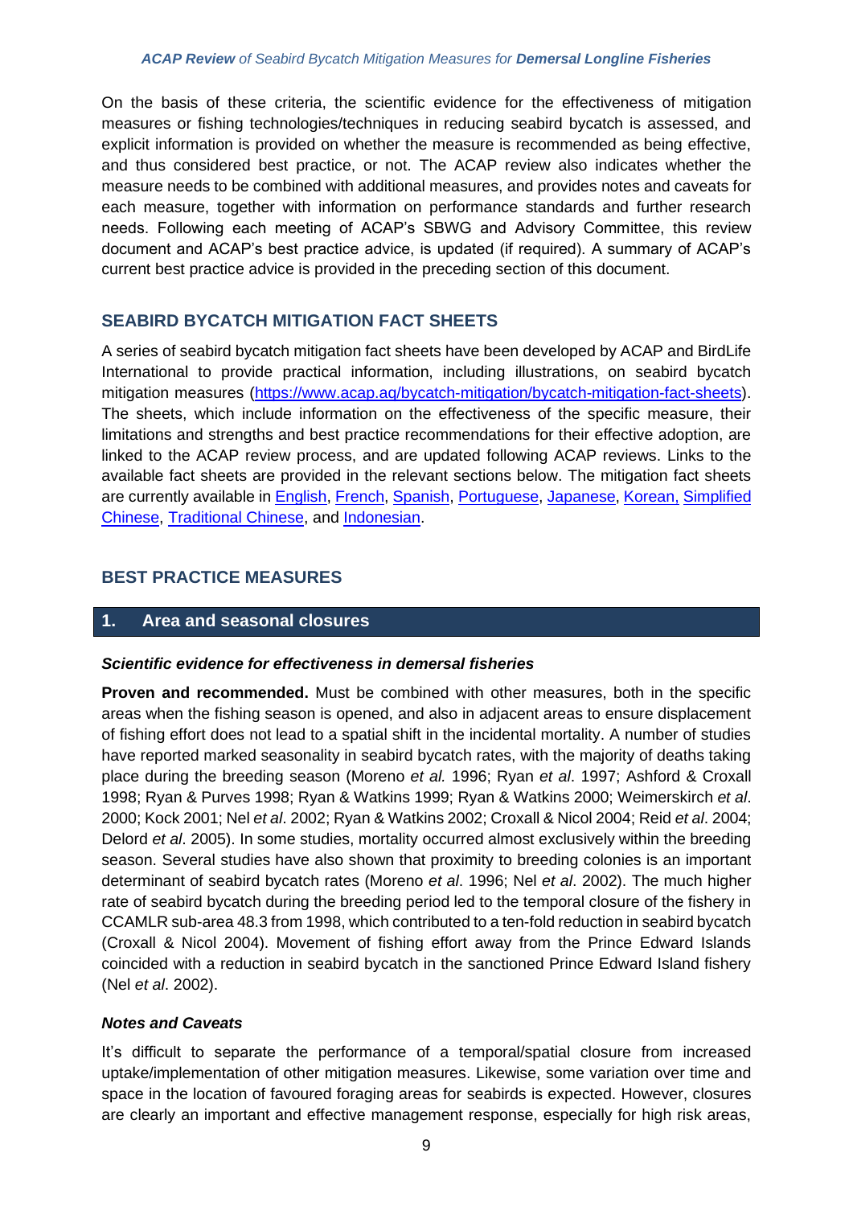On the basis of these criteria, the scientific evidence for the effectiveness of mitigation measures or fishing technologies/techniques in reducing seabird bycatch is assessed, and explicit information is provided on whether the measure is recommended as being effective, and thus considered best practice, or not. The ACAP review also indicates whether the measure needs to be combined with additional measures, and provides notes and caveats for each measure, together with information on performance standards and further research needs. Following each meeting of ACAP's SBWG and Advisory Committee, this review document and ACAP's best practice advice, is updated (if required). A summary of ACAP's current best practice advice is provided in the preceding section of this document.

## SEABIRD BYCATCH MITIGATION FACT SHEETS

A series of seabird bycatch mitigation fact sheets have been developed by ACAP and BirdLife International to provide practical information, including illustrations, on seabird bycatch mitigation measures (https://www.acap.aq/bycatch-mitigation/bycatch-mitigation-fact-sheets). The sheets, which include information on the effectiveness of the specific measure, their limitations and strengths and best practice recommendations for their effective adoption, are linked to the ACAP review process, and are updated following ACAP reviews. Links to the available fact sheets are provided in the relevant sections below. The mitigation fact sheets are currently available in English, French, Spanish, Portuguese, Japanese, Korean, Simplified Chinese, Traditional Chinese, and Indonesian.

## BEST PRACTICE MEASURES

### 1. Area and seasonal closures

#### Scientific evidence for effectiveness in demersal fisheries

**Proven and recommended.** Must be combined with other measures, both in the specific areas when the fishing season is opened, and also in adjacent areas to ensure displacement of fishing effort does not lead to a spatial shift in the incidental mortality. A number of studies have reported marked seasonality in seabird bycatch rates, with the majority of deaths taking place during the breeding season (Moreno *et al.* 1996; Ryan *et al*. 1997; Ashford & Croxall 1998; Ryan & Purves 1998; Ryan & Watkins 1999; Ryan & Watkins 2000; Weimerskirch *et al*. 2000; Kock 2001; Nel *et al*. 2002; Ryan & Watkins 2002; Croxall & Nicol 2004; Reid *et al*. 2004; Delord *et al*. 2005). In some studies, mortality occurred almost exclusively within the breeding season. Several studies have also shown that proximity to breeding colonies is an important determinant of seabird bycatch rates (Moreno *et al*. 1996; Nel *et al*. 2002). The much higher rate of seabird bycatch during the breeding period led to the temporal closure of the fishery in CCAMLR sub-area 48.3 from 1998, which contributed to a ten-fold reduction in seabird bycatch (Croxall & Nicol 2004). Movement of fishing effort away from the Prince Edward Islands coincided with a reduction in seabird bycatch in the sanctioned Prince Edward Island fishery (Nel *et al*. 2002).

#### Notes and Caveats

It's difficult to separate the performance of a temporal/spatial closure from increased uptake/implementation of other mitigation measures. Likewise, some variation over time and space in the location of favoured foraging areas for seabirds is expected. However, closures are clearly an important and effective management response, especially for high risk areas,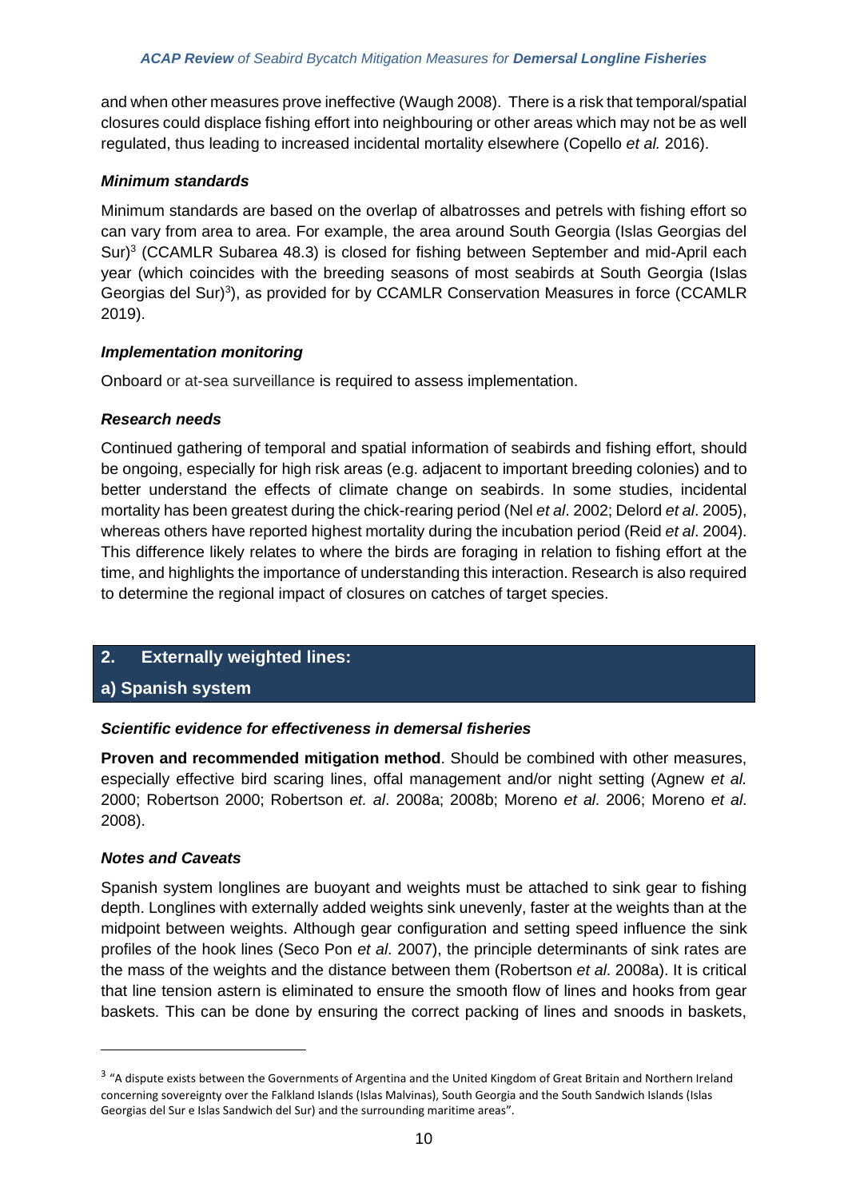and when other measures prove ineffective (Waugh 2008). There is a risk that temporal/spatial closures could displace fishing effort into neighbouring or other areas which may not be as well regulated, thus leading to increased incidental mortality elsewhere (Copello *et al.* 2016).

### *Minimum standards*

Minimum standards are based on the overlap of albatrosses and petrels with fishing effort so can vary from area to area. For example, the area around South Georgia (Islas Georgias del Sur)[3] (CCAMLR Subarea 48.3) is closed for fishing between September and mid-April each year (which coincides with the breeding seasons of most seabirds at South Georgia (Islas Georgias del Sur)[3]), as provided for by CCAMLR Conservation Measures in force (CCAMLR 2019).

### *Implementation monitoring*

Onboard or at-sea surveillance is required to assess implementation.

### *Research needs*

Continued gathering of temporal and spatial information of seabirds and fishing effort, should be ongoing, especially for high risk areas (e.g. adjacent to important breeding colonies) and to better understand the effects of climate change on seabirds. In some studies, incidental mortality has been greatest during the chick-rearing period (Nel *et al*. 2002; Delord *et al*. 2005), whereas others have reported highest mortality during the incubation period (Reid *et al*. 2004). This difference likely relates to where the birds are foraging in relation to fishing effort at the time, and highlights the importance of understanding this interaction. Research is also required to determine the regional impact of closures on catches of target species.

## 2. Externally weighted lines:

## a) Spanish system

### *Scientific evidence for effectiveness in demersal fisheries*

**Proven and recommended mitigation method**. Should be combined with other measures, especially effective bird scaring lines, offal management and/or night setting (Agnew *et al.* 2000; Robertson 2000; Robertson *et. al*. 2008a; 2008b; Moreno *et al*. 2006; Moreno *et al*. 2008).

### *Notes and Caveats*

Spanish system longlines are buoyant and weights must be attached to sink gear to fishing depth. Longlines with externally added weights sink unevenly, faster at the weights than at the midpoint between weights. Although gear configuration and setting speed influence the sink profiles of the hook lines (Seco Pon *et al*. 2007), the principle determinants of sink rates are the mass of the weights and the distance between them (Robertson *et al*. 2008a). It is critical that line tension astern is eliminated to ensure the smooth flow of lines and hooks from gear baskets. This can be done by ensuring the correct packing of lines and snoods in baskets,

[3] "A dispute exists between the Governments of Argentina and the United Kingdom of Great Britain and Northern Ireland concerning sovereignty over the Falkland Islands (Islas Malvinas), South Georgia and the South Sandwich Islands (Islas Georgias del Sur e Islas Sandwich del Sur) and the surrounding maritime areas".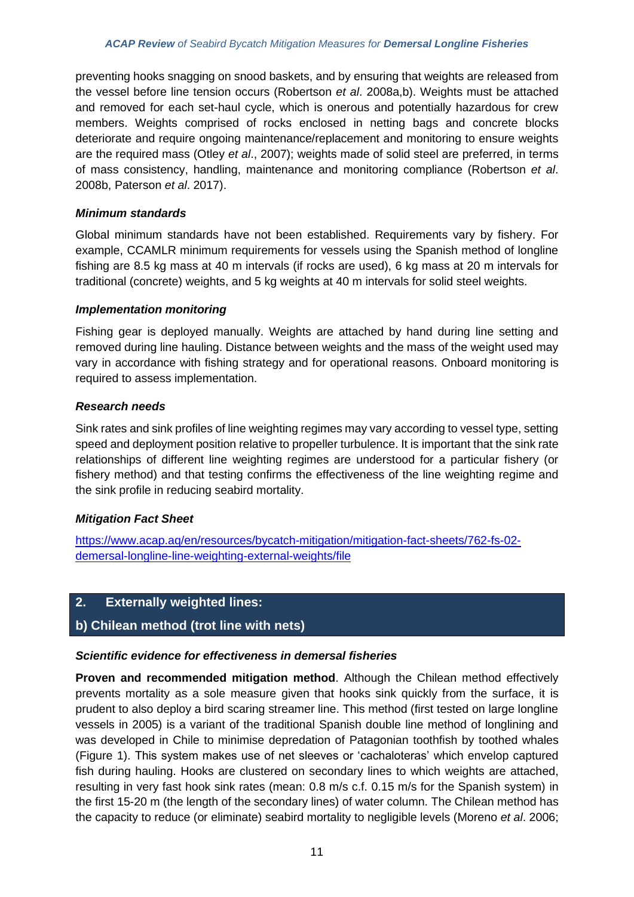preventing hooks snagging on snood baskets, and by ensuring that weights are released from the vessel before line tension occurs (Robertson *et al*. 2008a,b). Weights must be attached and removed for each set-haul cycle, which is onerous and potentially hazardous for crew members. Weights comprised of rocks enclosed in netting bags and concrete blocks deteriorate and require ongoing maintenance/replacement and monitoring to ensure weights are the required mass (Otley *et al*., 2007); weights made of solid steel are preferred, in terms of mass consistency, handling, maintenance and monitoring compliance (Robertson *et al*. 2008b, Paterson *et al*. 2017).

### *Minimum standards*

Global minimum standards have not been established. Requirements vary by fishery. For example, CCAMLR minimum requirements for vessels using the Spanish method of longline fishing are 8.5 kg mass at 40 m intervals (if rocks are used), 6 kg mass at 20 m intervals for traditional (concrete) weights, and 5 kg weights at 40 m intervals for solid steel weights.

### *Implementation monitoring*

Fishing gear is deployed manually. Weights are attached by hand during line setting and removed during line hauling. Distance between weights and the mass of the weight used may vary in accordance with fishing strategy and for operational reasons. Onboard monitoring is required to assess implementation.

### *Research needs*

Sink rates and sink profiles of line weighting regimes may vary according to vessel type, setting speed and deployment position relative to propeller turbulence. It is important that the sink rate relationships of different line weighting regimes are understood for a particular fishery (or fishery method) and that testing confirms the effectiveness of the line weighting regime and the sink profile in reducing seabird mortality.

### *Mitigation Fact Sheet*

https://www.acap.aq/en/resources/bycatch-mitigation/mitigation-fact-sheets/762-fs-02-demersal-longline-line-weighting-external-weights/file

## 2. Externally weighted lines:

## b) Chilean method (trot line with nets)

### *Scientific evidence for effectiveness in demersal fisheries*

**Proven and recommended mitigation method**. Although the Chilean method effectively prevents mortality as a sole measure given that hooks sink quickly from the surface, it is prudent to also deploy a bird scaring streamer line. This method (first tested on large longline vessels in 2005) is a variant of the traditional Spanish double line method of longlining and was developed in Chile to minimise depredation of Patagonian toothfish by toothed whales (Figure 1). This system makes use of net sleeves or 'cachaloteras' which envelop captured fish during hauling. Hooks are clustered on secondary lines to which weights are attached, resulting in very fast hook sink rates (mean: 0.8 m/s c.f. 0.15 m/s for the Spanish system) in the first 15-20 m (the length of the secondary lines) of water column. The Chilean method has the capacity to reduce (or eliminate) seabird mortality to negligible levels (Moreno *et al*. 2006;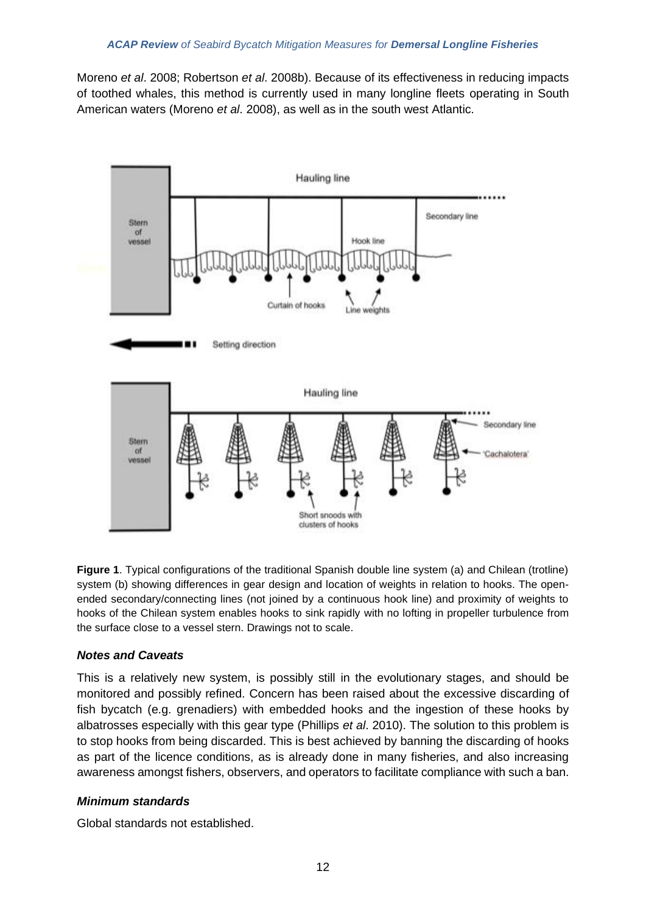Moreno *et al*. 2008; Robertson *et al*. 2008b). Because of its effectiveness in reducing impacts of toothed whales, this method is currently used in many longline fleets operating in South American waters (Moreno *et al*. 2008), as well as in the south west Atlantic.

**Figure 1**. Typical configurations of the traditional Spanish double line system (a) and Chilean (trotline) system (b) showing differences in gear design and location of weights in relation to hooks. The open-ended secondary/connecting lines (not joined by a continuous hook line) and proximity of weights to hooks of the Chilean system enables hooks to sink rapidly with no lofting in propeller turbulence from the surface close to a vessel stern. Drawings not to scale.

### *Notes and Caveats*

This is a relatively new system, is possibly still in the evolutionary stages, and should be monitored and possibly refined. Concern has been raised about the excessive discarding of fish bycatch (e.g. grenadiers) with embedded hooks and the ingestion of these hooks by albatrosses especially with this gear type (Phillips *et al*. 2010). The solution to this problem is to stop hooks from being discarded. This is best achieved by banning the discarding of hooks as part of the licence conditions, as is already done in many fisheries, and also increasing awareness amongst fishers, observers, and operators to facilitate compliance with such a ban.

### *Minimum standards*

Global standards not established.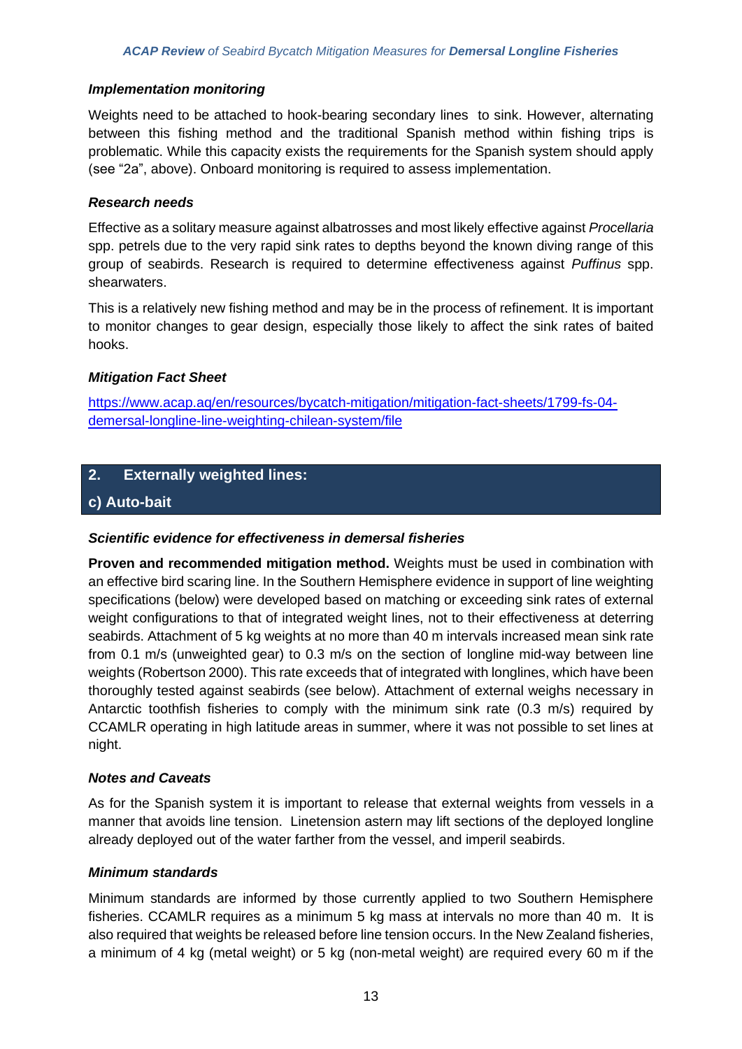### *Implementation monitoring*

Weights need to be attached to hook-bearing secondary lines  to sink. However, alternating between this fishing method and the traditional Spanish method within fishing trips is problematic. While this capacity exists the requirements for the Spanish system should apply (see "2a", above). Onboard monitoring is required to assess implementation.

### *Research needs*

Effective as a solitary measure against albatrosses and most likely effective against *Procellaria* spp. petrels due to the very rapid sink rates to depths beyond the known diving range of this group of seabirds. Research is required to determine effectiveness against *Puffinus* spp. shearwaters.

This is a relatively new fishing method and may be in the process of refinement. It is important to monitor changes to gear design, especially those likely to affect the sink rates of baited hooks.

### *Mitigation Fact Sheet*

[https://www.acap.aq/en/resources/bycatch-mitigation/mitigation-fact-sheets/1799-fs-04-demersal-longline-line-weighting-chilean-system/file](https://www.acap.aq/en/resources/bycatch-mitigation/mitigation-fact-sheets/1799-fs-04-demersal-longline-line-weighting-chilean-system/file)

## 2. Externally weighted lines:

## c) Auto-bait

### *Scientific evidence for effectiveness in demersal fisheries*

**Proven and recommended mitigation method.** Weights must be used in combination with an effective bird scaring line. In the Southern Hemisphere evidence in support of line weighting specifications (below) were developed based on matching or exceeding sink rates of external weight configurations to that of integrated weight lines, not to their effectiveness at deterring seabirds. Attachment of 5 kg weights at no more than 40 m intervals increased mean sink rate from 0.1 m/s (unweighted gear) to 0.3 m/s on the section of longline mid-way between line weights (Robertson 2000). This rate exceeds that of integrated with longlines, which have been thoroughly tested against seabirds (see below). Attachment of external weights necessary in Antarctic toothfish fisheries to comply with the minimum sink rate (0.3 m/s) required by CCAMLR operating in high latitude areas in summer, where it was not possible to set lines at night.

### *Notes and Caveats*

As for the Spanish system it is important to release that external weights from vessels in a manner that avoids line tension.  Linetension astern may lift sections of the deployed longline already deployed out of the water farther from the vessel, and imperil seabirds.

### *Minimum standards*

Minimum standards are informed by those currently applied to two Southern Hemisphere fisheries. CCAMLR requires as a minimum 5 kg mass at intervals no more than 40 m.  It is also required that weights be released before line tension occurs. In the New Zealand fisheries, a minimum of 4 kg (metal weight) or 5 kg (non-metal weight) are required every 60 m if the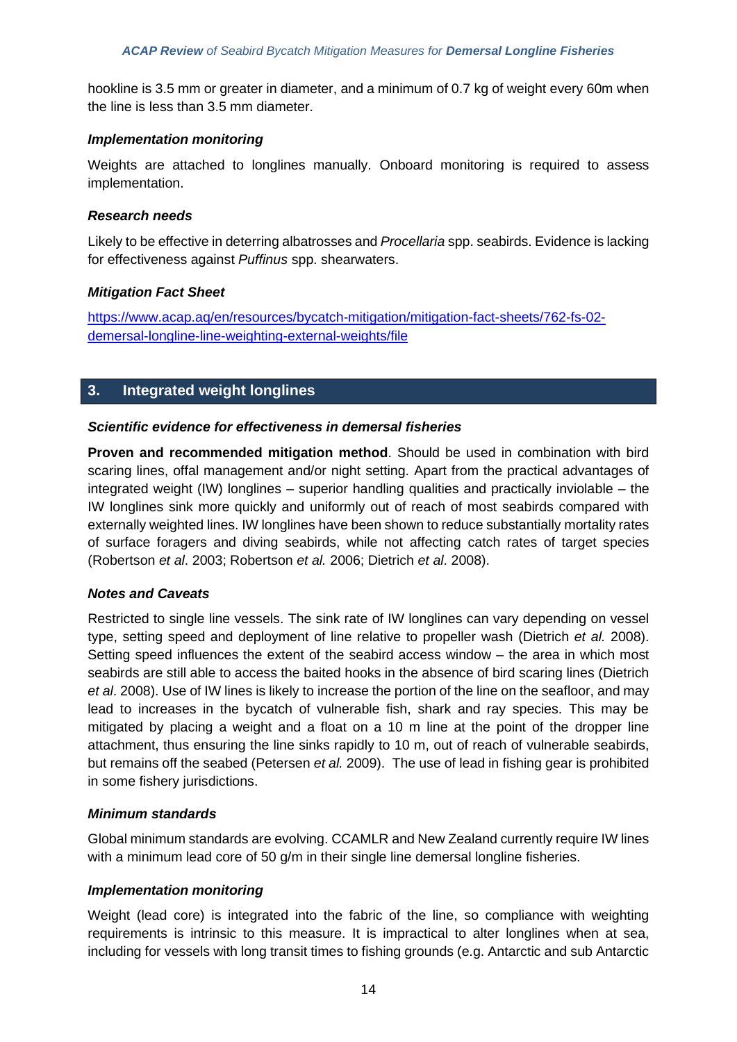hookline is 3.5 mm or greater in diameter, and a minimum of 0.7 kg of weight every 60m when the line is less than 3.5 mm diameter.

#### *Implementation monitoring*

Weights are attached to longlines manually. Onboard monitoring is required to assess implementation.

#### *Research needs*

Likely to be effective in deterring albatrosses and *Procellaria* spp. seabirds. Evidence is lacking for effectiveness against *Puffinus* spp. shearwaters.

#### *Mitigation Fact Sheet*

[https://www.acap.aq/en/resources/bycatch-mitigation/mitigation-fact-sheets/762-fs-02-demersal-longline-line-weighting-external-weights/file](https://www.acap.aq/en/resources/bycatch-mitigation/mitigation-fact-sheets/762-fs-02-demersal-longline-line-weighting-external-weights/file)

## 3. Integrated weight longlines

#### *Scientific evidence for effectiveness in demersal fisheries*

**Proven and recommended mitigation method**. Should be used in combination with bird scaring lines, offal management and/or night setting. Apart from the practical advantages of integrated weight (IW) longlines – superior handling qualities and practically inviolable – the IW longlines sink more quickly and uniformly out of reach of most seabirds compared with externally weighted lines. IW longlines have been shown to reduce substantially mortality rates of surface foragers and diving seabirds, while not affecting catch rates of target species (Robertson *et al*. 2003; Robertson *et al.* 2006; Dietrich *et al*. 2008).

#### *Notes and Caveats*

Restricted to single line vessels. The sink rate of IW longlines can vary depending on vessel type, setting speed and deployment of line relative to propeller wash (Dietrich *et al.* 2008). Setting speed influences the extent of the seabird access window – the area in which most seabirds are still able to access the baited hooks in the absence of bird scaring lines (Dietrich *et al*. 2008). Use of IW lines is likely to increase the portion of the line on the seafloor, and may lead to increases in the bycatch of vulnerable fish, shark and ray species. This may be mitigated by placing a weight and a float on a 10 m line at the point of the dropper line attachment, thus ensuring the line sinks rapidly to 10 m, out of reach of vulnerable seabirds, but remains off the seabed (Petersen *et al.* 2009). The use of lead in fishing gear is prohibited in some fishery jurisdictions.

#### *Minimum standards*

Global minimum standards are evolving. CCAMLR and New Zealand currently require IW lines with a minimum lead core of 50 g/m in their single line demersal longline fisheries.

#### *Implementation monitoring*

Weight (lead core) is integrated into the fabric of the line, so compliance with weighting requirements is intrinsic to this measure. It is impractical to alter longlines when at sea, including for vessels with long transit times to fishing grounds (e.g. Antarctic and sub Antarctic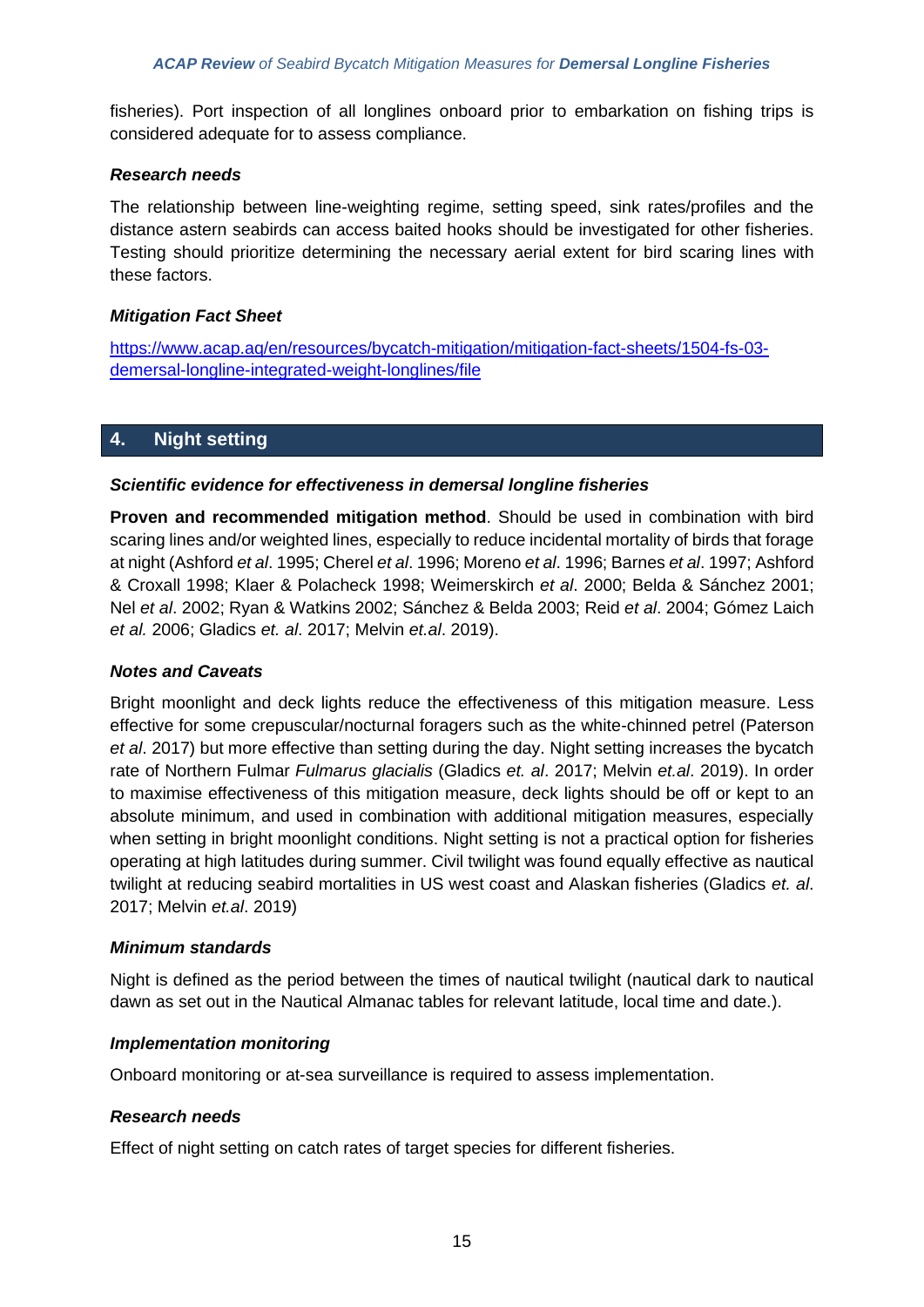fisheries). Port inspection of all longlines onboard prior to embarkation on fishing trips is considered adequate for to assess compliance.

### *Research needs*

The relationship between line-weighting regime, setting speed, sink rates/profiles and the distance astern seabirds can access baited hooks should be investigated for other fisheries. Testing should prioritize determining the necessary aerial extent for bird scaring lines with these factors.

### *Mitigation Fact Sheet*

[https://www.acap.aq/en/resources/bycatch-mitigation/mitigation-fact-sheets/1504-fs-03-demersal-longline-integrated-weight-longlines/file](https://www.acap.aq/en/resources/bycatch-mitigation/mitigation-fact-sheets/1504-fs-03-demersal-longline-integrated-weight-longlines/file)

## 4. Night setting

### *Scientific evidence for effectiveness in demersal longline fisheries*

**Proven and recommended mitigation method**. Should be used in combination with bird scaring lines and/or weighted lines, especially to reduce incidental mortality of birds that forage at night (Ashford *et al*. 1995; Cherel *et al*. 1996; Moreno *et al*. 1996; Barnes *et al*. 1997; Ashford & Croxall 1998; Klaer & Polacheck 1998; Weimerskirch *et al*. 2000; Belda & Sánchez 2001; Nel *et al*. 2002; Ryan & Watkins 2002; Sánchez & Belda 2003; Reid *et al*. 2004; Gómez Laich *et al.* 2006; Gladics *et. al*. 2017; Melvin *et.al*. 2019).

### *Notes and Caveats*

Bright moonlight and deck lights reduce the effectiveness of this mitigation measure. Less effective for some crepuscular/nocturnal foragers such as the white-chinned petrel (Paterson *et al*. 2017) but more effective than setting during the day. Night setting increases the bycatch rate of Northern Fulmar *Fulmarus glacialis* (Gladics *et. al*. 2017; Melvin *et.al*. 2019). In order to maximise effectiveness of this mitigation measure, deck lights should be off or kept to an absolute minimum, and used in combination with additional mitigation measures, especially when setting in bright moonlight conditions. Night setting is not a practical option for fisheries operating at high latitudes during summer. Civil twilight was found equally effective as nautical twilight at reducing seabird mortalities in US west coast and Alaskan fisheries (Gladics *et. al*. 2017; Melvin *et.al*. 2019)

### *Minimum standards*

Night is defined as the period between the times of nautical twilight (nautical dark to nautical dawn as set out in the Nautical Almanac tables for relevant latitude, local time and date.).

### *Implementation monitoring*

Onboard monitoring or at-sea surveillance is required to assess implementation.

### *Research needs*

Effect of night setting on catch rates of target species for different fisheries.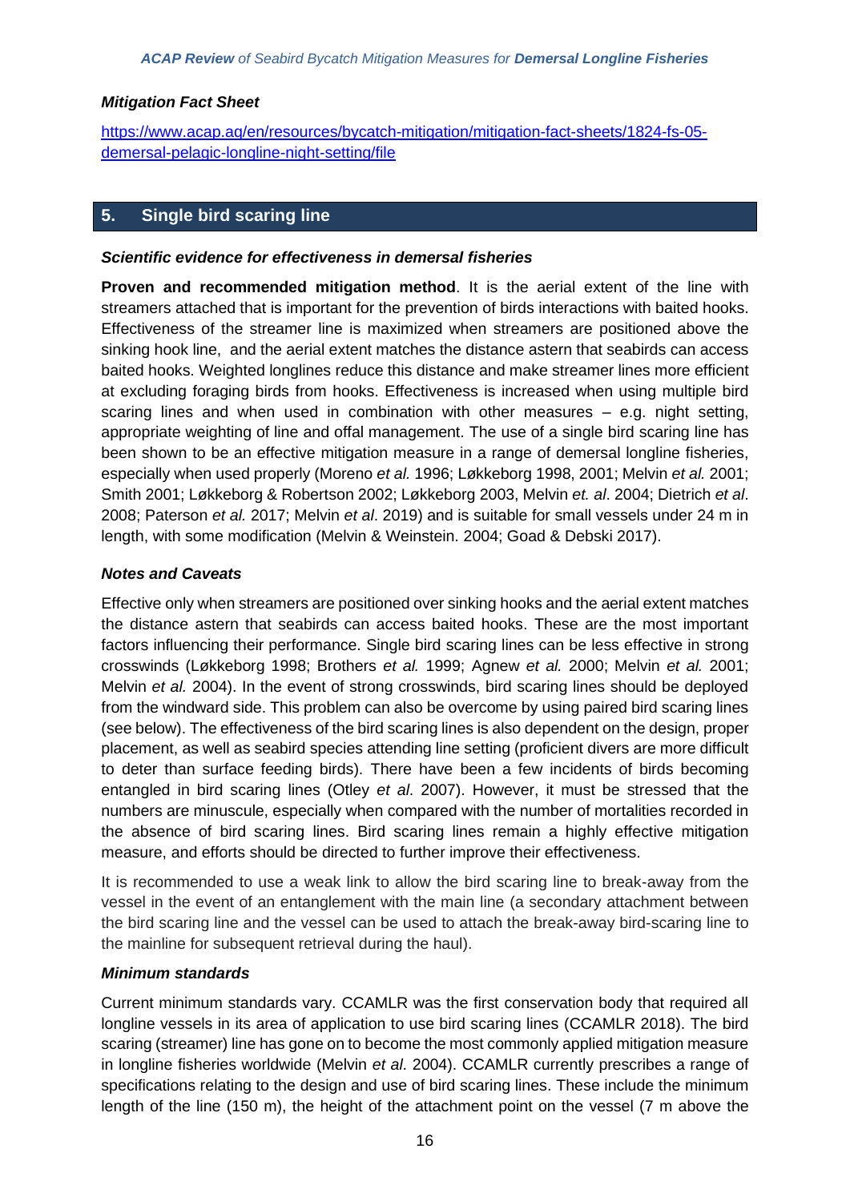### *Mitigation Fact Sheet*

https://www.acap.aq/en/resources/bycatch-mitigation/mitigation-fact-sheets/1824-fs-05-demersal-pelagic-longline-night-setting/file

## 5. Single bird scaring line

### *Scientific evidence for effectiveness in demersal fisheries*

**Proven and recommended mitigation method**. It is the aerial extent of the line with streamers attached that is important for the prevention of birds interactions with baited hooks. Effectiveness of the streamer line is maximized when streamers are positioned above the sinking hook line, and the aerial extent matches the distance astern that seabirds can access baited hooks. Weighted longlines reduce this distance and make streamer lines more efficient at excluding foraging birds from hooks. Effectiveness is increased when using multiple bird scaring lines and when used in combination with other measures – e.g. night setting, appropriate weighting of line and offal management. The use of a single bird scaring line has been shown to be an effective mitigation measure in a range of demersal longline fisheries, especially when used properly (Moreno *et al.* 1996; Løkkeborg 1998, 2001; Melvin *et al.* 2001; Smith 2001; Løkkeborg & Robertson 2002; Løkkeborg 2003, Melvin *et. al*. 2004; Dietrich *et al*. 2008; Paterson *et al.* 2017; Melvin *et al*. 2019) and is suitable for small vessels under 24 m in length, with some modification (Melvin & Weinstein. 2004; Goad & Debski 2017).

### *Notes and Caveats*

Effective only when streamers are positioned over sinking hooks and the aerial extent matches the distance astern that seabirds can access baited hooks. These are the most important factors influencing their performance. Single bird scaring lines can be less effective in strong crosswinds (Løkkeborg 1998; Brothers *et al.* 1999; Agnew *et al.* 2000; Melvin *et al.* 2001; Melvin *et al.* 2004). In the event of strong crosswinds, bird scaring lines should be deployed from the windward side. This problem can also be overcome by using paired bird scaring lines (see below). The effectiveness of the bird scaring lines is also dependent on the design, proper placement, as well as seabird species attending line setting (proficient divers are more difficult to deter than surface feeding birds). There have been a few incidents of birds becoming entangled in bird scaring lines (Otley *et al*. 2007). However, it must be stressed that the numbers are minuscule, especially when compared with the number of mortalities recorded in the absence of bird scaring lines. Bird scaring lines remain a highly effective mitigation measure, and efforts should be directed to further improve their effectiveness.

It is recommended to use a weak link to allow the bird scaring line to break-away from the vessel in the event of an entanglement with the main line (a secondary attachment between the bird scaring line and the vessel can be used to attach the break-away bird-scaring line to the mainline for subsequent retrieval during the haul).

### *Minimum standards*

Current minimum standards vary. CCAMLR was the first conservation body that required all longline vessels in its area of application to use bird scaring lines (CCAMLR 2018). The bird scaring (streamer) line has gone on to become the most commonly applied mitigation measure in longline fisheries worldwide (Melvin *et al.* 2004). CCAMLR currently prescribes a range of specifications relating to the design and use of bird scaring lines. These include the minimum length of the line (150 m), the height of the attachment point on the vessel (7 m above the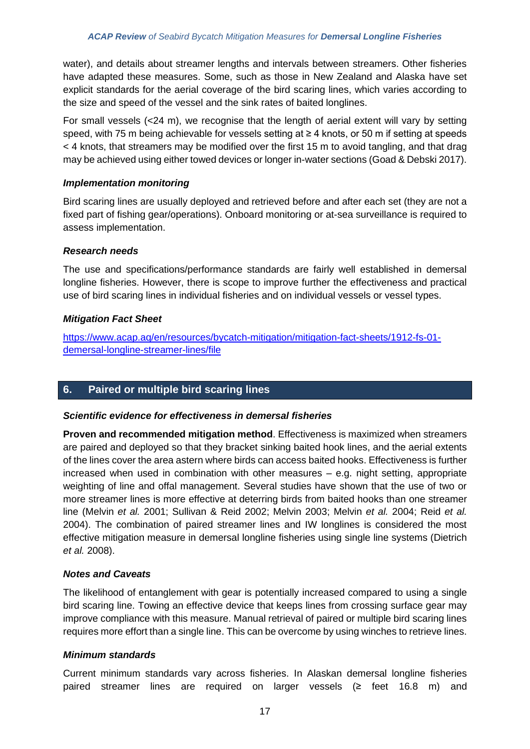water), and details about streamer lengths and intervals between streamers. Other fisheries have adapted these measures. Some, such as those in New Zealand and Alaska have set explicit standards for the aerial coverage of the bird scaring lines, which varies according to the size and speed of the vessel and the sink rates of baited longlines.

For small vessels (<24 m), we recognise that the length of aerial extent will vary by setting speed, with 75 m being achievable for vessels setting at ≥ 4 knots, or 50 m if setting at speeds < 4 knots, that streamers may be modified over the first 15 m to avoid tangling, and that drag may be achieved using either towed devices or longer in-water sections (Goad & Debski 2017).

### *Implementation monitoring*

Bird scaring lines are usually deployed and retrieved before and after each set (they are not a fixed part of fishing gear/operations). Onboard monitoring or at-sea surveillance is required to assess implementation.

### *Research needs*

The use and specifications/performance standards are fairly well established in demersal longline fisheries. However, there is scope to improve further the effectiveness and practical use of bird scaring lines in individual fisheries and on individual vessels or vessel types.

### *Mitigation Fact Sheet*

[https://www.acap.aq/en/resources/bycatch-mitigation/mitigation-fact-sheets/1912-fs-01-demersal-longline-streamer-lines/file](https://www.acap.aq/en/resources/bycatch-mitigation/mitigation-fact-sheets/1912-fs-01-demersal-longline-streamer-lines/file)

## 6. Paired or multiple bird scaring lines

### *Scientific evidence for effectiveness in demersal fisheries*

**Proven and recommended mitigation method**. Effectiveness is maximized when streamers are paired and deployed so that they bracket sinking baited hook lines, and the aerial extents of the lines cover the area astern where birds can access baited hooks. Effectiveness is further increased when used in combination with other measures – e.g. night setting, appropriate weighting of line and offal management. Several studies have shown that the use of two or more streamer lines is more effective at deterring birds from baited hooks than one streamer line (Melvin *et al.* 2001; Sullivan & Reid 2002; Melvin 2003; Melvin *et al.* 2004; Reid *et al.* 2004). The combination of paired streamer lines and IW longlines is considered the most effective mitigation measure in demersal longline fisheries using single line systems (Dietrich *et al.* 2008).

### *Notes and Caveats*

The likelihood of entanglement with gear is potentially increased compared to using a single bird scaring line. Towing an effective device that keeps lines from crossing surface gear may improve compliance with this measure. Manual retrieval of paired or multiple bird scaring lines requires more effort than a single line. This can be overcome by using winches to retrieve lines.

### *Minimum standards*

Current minimum standards vary across fisheries. In Alaskan demersal longline fisheries paired streamer lines are required on larger vessels (≥ feet 16.8 m) and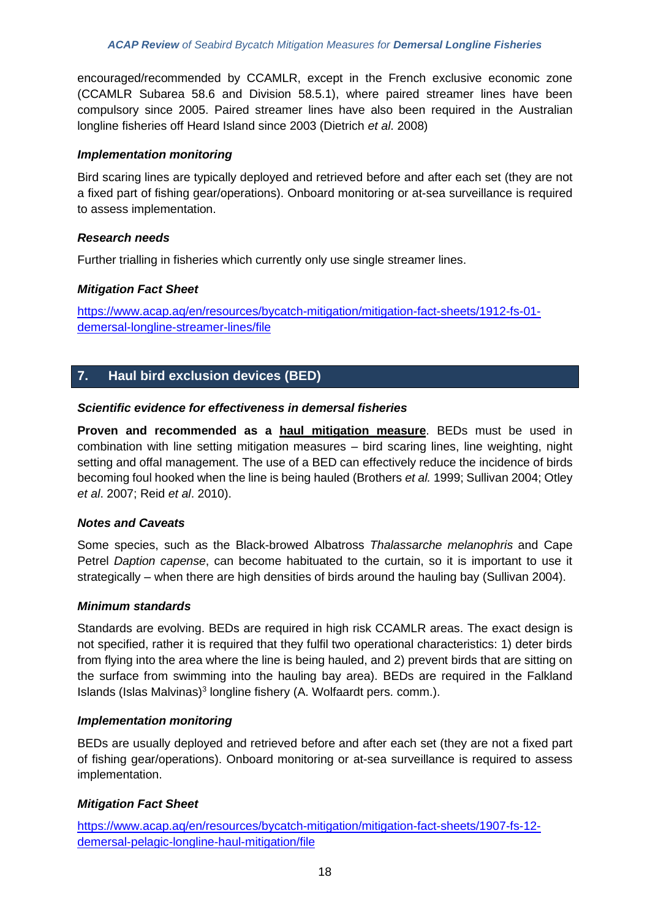encouraged/recommended by CCAMLR, except in the French exclusive economic zone (CCAMLR Subarea 58.6 and Division 58.5.1), where paired streamer lines have been compulsory since 2005. Paired streamer lines have also been required in the Australian longline fisheries off Heard Island since 2003 (Dietrich *et al*. 2008)

### *Implementation monitoring*

Bird scaring lines are typically deployed and retrieved before and after each set (they are not a fixed part of fishing gear/operations). Onboard monitoring or at-sea surveillance is required to assess implementation.

### *Research needs*

Further trialling in fisheries which currently only use single streamer lines.

### *Mitigation Fact Sheet*

https://www.acap.aq/en/resources/bycatch-mitigation/mitigation-fact-sheets/1912-fs-01-demersal-longline-streamer-lines/file

## 7. Haul bird exclusion devices (BED)

### *Scientific evidence for effectiveness in demersal fisheries*

**Proven and recommended as a haul mitigation measure**. BEDs must be used in combination with line setting mitigation measures – bird scaring lines, line weighting, night setting and offal management. The use of a BED can effectively reduce the incidence of birds becoming foul hooked when the line is being hauled (Brothers *et al.* 1999; Sullivan 2004; Otley *et al*. 2007; Reid *et al*. 2010).

### *Notes and Caveats*

Some species, such as the Black-browed Albatross *Thalassarche melanophris* and Cape Petrel *Daption capense*, can become habituated to the curtain, so it is important to use it strategically – when there are high densities of birds around the hauling bay (Sullivan 2004).

### *Minimum standards*

Standards are evolving. BEDs are required in high risk CCAMLR areas. The exact design is not specified, rather it is required that they fulfil two operational characteristics: 1) deter birds from flying into the area where the line is being hauled, and 2) prevent birds that are sitting on the surface from swimming into the hauling bay area). BEDs are required in the Falkland Islands (Islas Malvinas)[3] longline fishery (A. Wolfaardt pers. comm.).

### *Implementation monitoring*

BEDs are usually deployed and retrieved before and after each set (they are not a fixed part of fishing gear/operations). Onboard monitoring or at-sea surveillance is required to assess implementation.

### *Mitigation Fact Sheet*

https://www.acap.aq/en/resources/bycatch-mitigation/mitigation-fact-sheets/1907-fs-12-demersal-pelagic-longline-haul-mitigation/file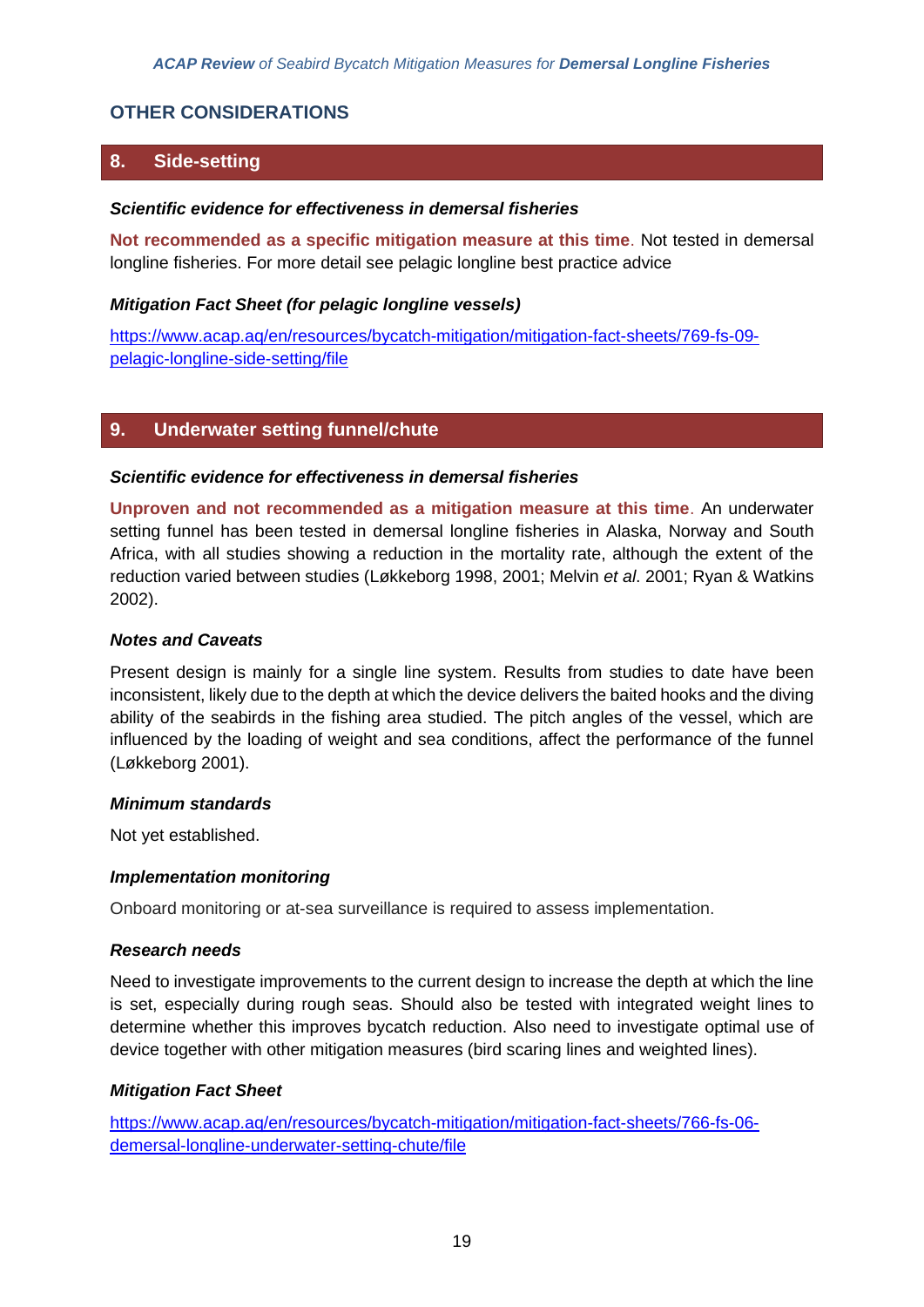## OTHER CONSIDERATIONS

## 8. Side-setting

***Scientific evidence for effectiveness in demersal fisheries***

**Not recommended as a specific mitigation measure at this time**. Not tested in demersal longline fisheries. For more detail see pelagic longline best practice advice

***Mitigation Fact Sheet (for pelagic longline vessels)***

https://www.acap.aq/en/resources/bycatch-mitigation/mitigation-fact-sheets/769-fs-09-pelagic-longline-side-setting/file

## 9. Underwater setting funnel/chute

***Scientific evidence for effectiveness in demersal fisheries***

**Unproven and not recommended as a mitigation measure at this time**. An underwater setting funnel has been tested in demersal longline fisheries in Alaska, Norway and South Africa, with all studies showing a reduction in the mortality rate, although the extent of the reduction varied between studies (Løkkeborg 1998, 2001; Melvin *et al*. 2001; Ryan & Watkins 2002).

***Notes and Caveats***

Present design is mainly for a single line system. Results from studies to date have been inconsistent, likely due to the depth at which the device delivers the baited hooks and the diving ability of the seabirds in the fishing area studied. The pitch angles of the vessel, which are influenced by the loading of weight and sea conditions, affect the performance of the funnel (Løkkeborg 2001).

***Minimum standards***

Not yet established.

***Implementation monitoring***

Onboard monitoring or at-sea surveillance is required to assess implementation.

***Research needs***

Need to investigate improvements to the current design to increase the depth at which the line is set, especially during rough seas. Should also be tested with integrated weight lines to determine whether this improves bycatch reduction. Also need to investigate optimal use of device together with other mitigation measures (bird scaring lines and weighted lines).

***Mitigation Fact Sheet***

https://www.acap.aq/en/resources/bycatch-mitigation/mitigation-fact-sheets/766-fs-06-demersal-longline-underwater-setting-chute/file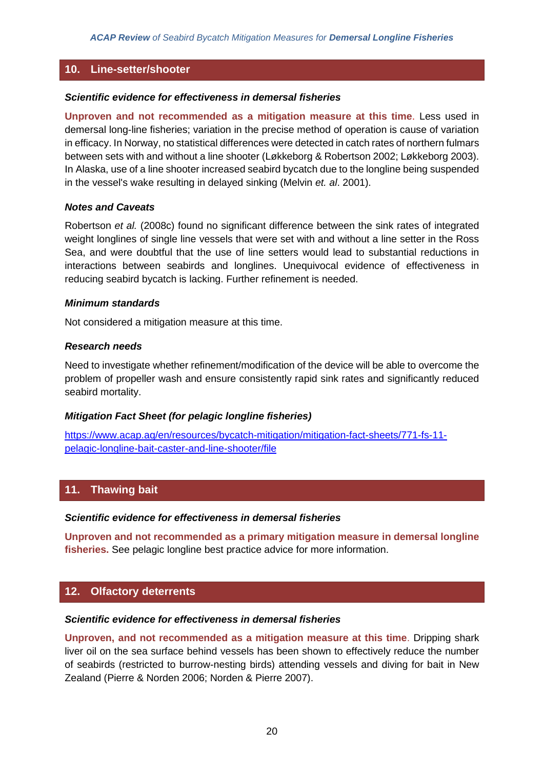## 10. Line-setter/shooter

### *Scientific evidence for effectiveness in demersal fisheries*

**Unproven and not recommended as a mitigation measure at this time**. Less used in demersal long-line fisheries; variation in the precise method of operation is cause of variation in efficacy. In Norway, no statistical differences were detected in catch rates of northern fulmars between sets with and without a line shooter (Løkkeborg & Robertson 2002; Løkkeborg 2003). In Alaska, use of a line shooter increased seabird bycatch due to the longline being suspended in the vessel's wake resulting in delayed sinking (Melvin *et. al*. 2001).

### *Notes and Caveats*

Robertson *et al.* (2008c) found no significant difference between the sink rates of integrated weight longlines of single line vessels that were set with and without a line setter in the Ross Sea, and were doubtful that the use of line setters would lead to substantial reductions in interactions between seabirds and longlines. Unequivocal evidence of effectiveness in reducing seabird bycatch is lacking. Further refinement is needed.

### *Minimum standards*

Not considered a mitigation measure at this time.

### *Research needs*

Need to investigate whether refinement/modification of the device will be able to overcome the problem of propeller wash and ensure consistently rapid sink rates and significantly reduced seabird mortality.

### *Mitigation Fact Sheet (for pelagic longline fisheries)*

https://www.acap.aq/en/resources/bycatch-mitigation/mitigation-fact-sheets/771-fs-11-pelagic-longline-bait-caster-and-line-shooter/file

## 11. Thawing bait

### *Scientific evidence for effectiveness in demersal fisheries*

**Unproven and not recommended as a primary mitigation measure in demersal longline fisheries.** See pelagic longline best practice advice for more information.

## 12. Olfactory deterrents

### *Scientific evidence for effectiveness in demersal fisheries*

**Unproven, and not recommended as a mitigation measure at this time**. Dripping shark liver oil on the sea surface behind vessels has been shown to effectively reduce the number of seabirds (restricted to burrow-nesting birds) attending vessels and diving for bait in New Zealand (Pierre & Norden 2006; Norden & Pierre 2007).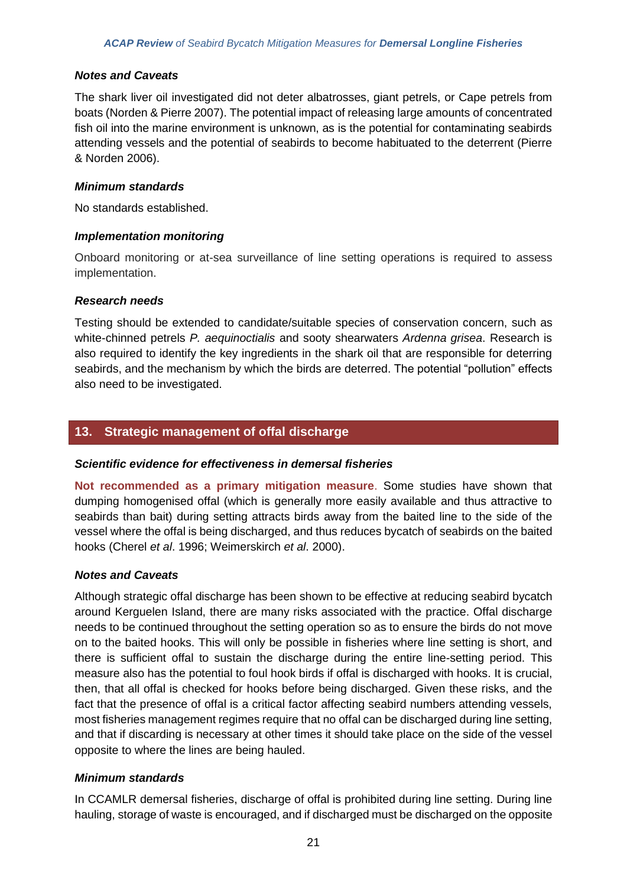### Notes and Caveats

The shark liver oil investigated did not deter albatrosses, giant petrels, or Cape petrels from boats (Norden & Pierre 2007). The potential impact of releasing large amounts of concentrated fish oil into the marine environment is unknown, as is the potential for contaminating seabirds attending vessels and the potential of seabirds to become habituated to the deterrent (Pierre & Norden 2006).

### Minimum standards

No standards established.

### Implementation monitoring

Onboard monitoring or at-sea surveillance of line setting operations is required to assess implementation.

### Research needs

Testing should be extended to candidate/suitable species of conservation concern, such as white-chinned petrels *P. aequinoctialis* and sooty shearwaters *Ardenna grisea*. Research is also required to identify the key ingredients in the shark oil that are responsible for deterring seabirds, and the mechanism by which the birds are deterred. The potential "pollution" effects also need to be investigated.

## 13. Strategic management of offal discharge

### Scientific evidence for effectiveness in demersal fisheries

**Not recommended as a primary mitigation measure**. Some studies have shown that dumping homogenised offal (which is generally more easily available and thus attractive to seabirds than bait) during setting attracts birds away from the baited line to the side of the vessel where the offal is being discharged, and thus reduces bycatch of seabirds on the baited hooks (Cherel *et al*. 1996; Weimerskirch *et al*. 2000).

### Notes and Caveats

Although strategic offal discharge has been shown to be effective at reducing seabird bycatch around Kerguelen Island, there are many risks associated with the practice. Offal discharge needs to be continued throughout the setting operation so as to ensure the birds do not move on to the baited hooks. This will only be possible in fisheries where line setting is short, and there is sufficient offal to sustain the discharge during the entire line-setting period. This measure also has the potential to foul hook birds if offal is discharged with hooks. It is crucial, then, that all offal is checked for hooks before being discharged. Given these risks, and the fact that the presence of offal is a critical factor affecting seabird numbers attending vessels, most fisheries management regimes require that no offal can be discharged during line setting, and that if discarding is necessary at other times it should take place on the side of the vessel opposite to where the lines are being hauled.

### Minimum standards

In CCAMLR demersal fisheries, discharge of offal is prohibited during line setting. During line hauling, storage of waste is encouraged, and if discharged must be discharged on the opposite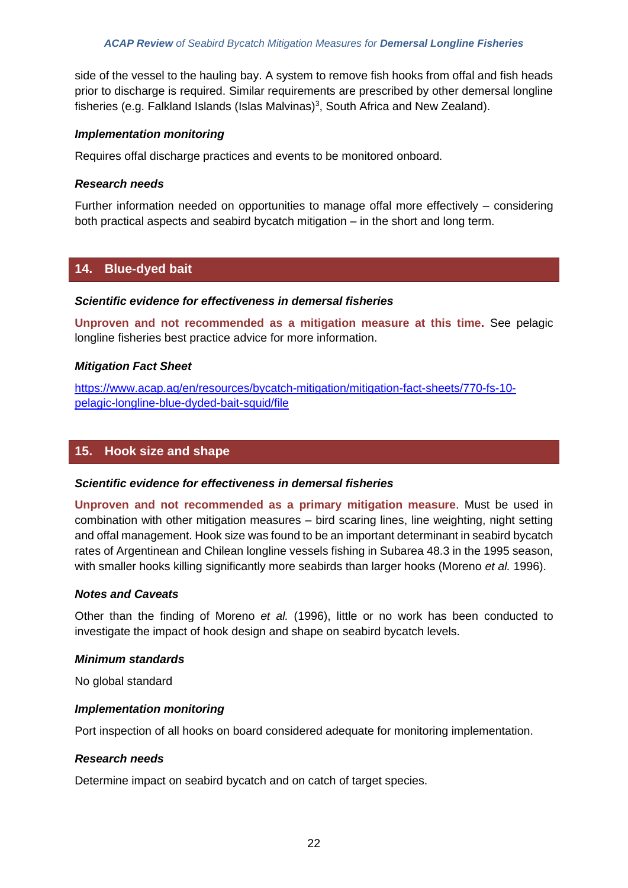side of the vessel to the hauling bay. A system to remove fish hooks from offal and fish heads prior to discharge is required. Similar requirements are prescribed by other demersal longline fisheries (e.g. Falkland Islands (Islas Malvinas)[3], South Africa and New Zealand).

#### *Implementation monitoring*

Requires offal discharge practices and events to be monitored onboard.

#### *Research needs*

Further information needed on opportunities to manage offal more effectively – considering both practical aspects and seabird bycatch mitigation – in the short and long term.

## 14. Blue-dyed bait

#### *Scientific evidence for effectiveness in demersal fisheries*

**Unproven and not recommended as a mitigation measure at this time.** See pelagic longline fisheries best practice advice for more information.

#### *Mitigation Fact Sheet*

[https://www.acap.aq/en/resources/bycatch-mitigation/mitigation-fact-sheets/770-fs-10-pelagic-longline-blue-dyded-bait-squid/file](https://www.acap.aq/en/resources/bycatch-mitigation/mitigation-fact-sheets/770-fs-10-pelagic-longline-blue-dyded-bait-squid/file)

## 15. Hook size and shape

#### *Scientific evidence for effectiveness in demersal fisheries*

**Unproven and not recommended as a primary mitigation measure**. Must be used in combination with other mitigation measures – bird scaring lines, line weighting, night setting and offal management. Hook size was found to be an important determinant in seabird bycatch rates of Argentinean and Chilean longline vessels fishing in Subarea 48.3 in the 1995 season, with smaller hooks killing significantly more seabirds than larger hooks (Moreno *et al.* 1996).

#### *Notes and Caveats*

Other than the finding of Moreno *et al.* (1996), little or no work has been conducted to investigate the impact of hook design and shape on seabird bycatch levels.

#### *Minimum standards*

No global standard

#### *Implementation monitoring*

Port inspection of all hooks on board considered adequate for monitoring implementation.

#### *Research needs*

Determine impact on seabird bycatch and on catch of target species.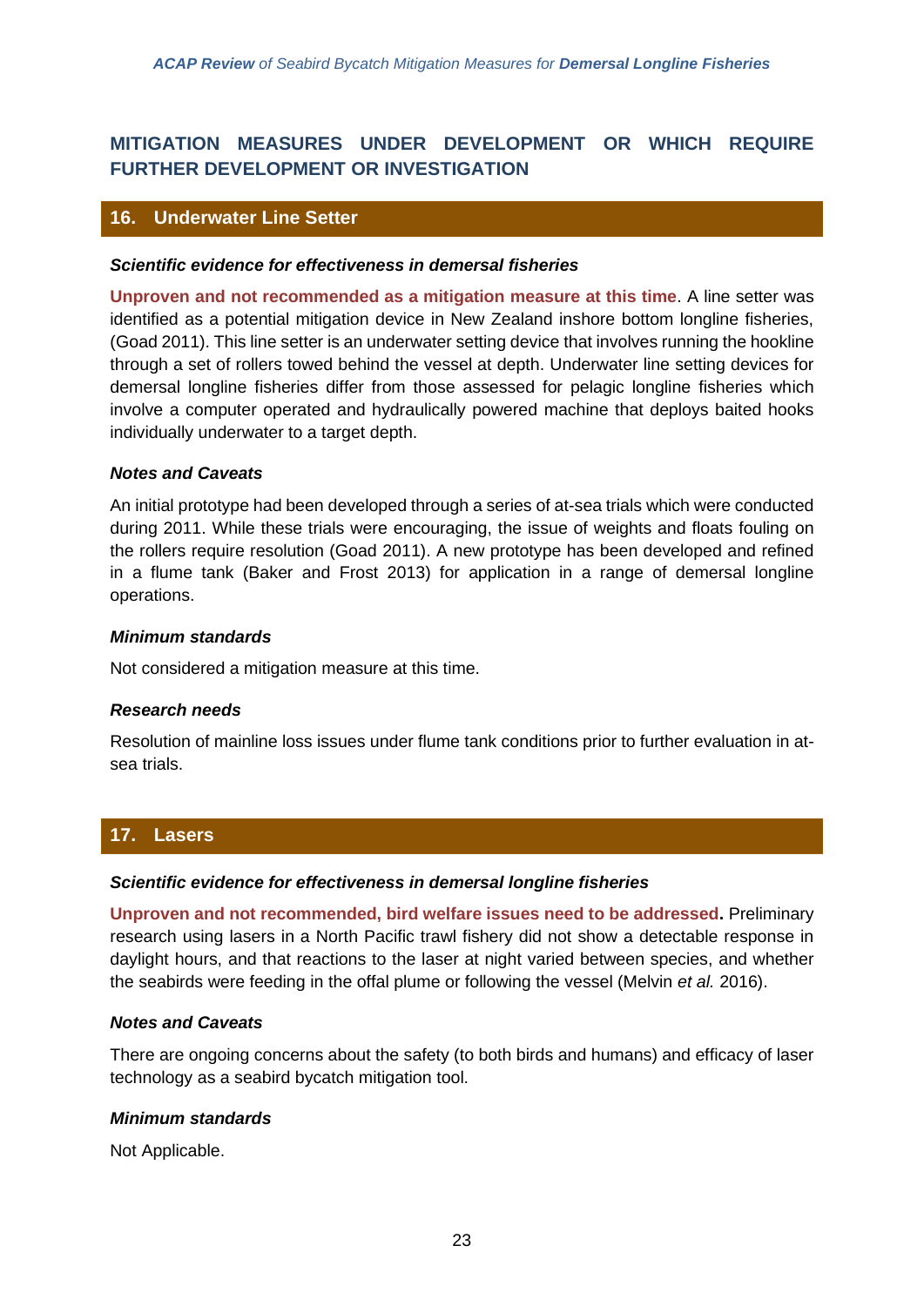## MITIGATION MEASURES UNDER DEVELOPMENT OR WHICH REQUIRE FURTHER DEVELOPMENT OR INVESTIGATION

### 16. Underwater Line Setter

***Scientific evidence for effectiveness in demersal fisheries***

**Unproven and not recommended as a mitigation measure at this time**. A line setter was identified as a potential mitigation device in New Zealand inshore bottom longline fisheries, (Goad 2011). This line setter is an underwater setting device that involves running the hookline through a set of rollers towed behind the vessel at depth. Underwater line setting devices for demersal longline fisheries differ from those assessed for pelagic longline fisheries which involve a computer operated and hydraulically powered machine that deploys baited hooks individually underwater to a target depth.

***Notes and Caveats***

An initial prototype had been developed through a series of at-sea trials which were conducted during 2011. While these trials were encouraging, the issue of weights and floats fouling on the rollers require resolution (Goad 2011). A new prototype has been developed and refined in a flume tank (Baker and Frost 2013) for application in a range of demersal longline operations.

***Minimum standards***

Not considered a mitigation measure at this time.

***Research needs***

Resolution of mainline loss issues under flume tank conditions prior to further evaluation in at-sea trials.

### 17. Lasers

***Scientific evidence for effectiveness in demersal longline fisheries***

**Unproven and not recommended, bird welfare issues need to be addressed.** Preliminary research using lasers in a North Pacific trawl fishery did not show a detectable response in daylight hours, and that reactions to the laser at night varied between species, and whether the seabirds were feeding in the offal plume or following the vessel (Melvin *et al.* 2016).

***Notes and Caveats***

There are ongoing concerns about the safety (to both birds and humans) and efficacy of laser technology as a seabird bycatch mitigation tool.

***Minimum standards***

Not Applicable.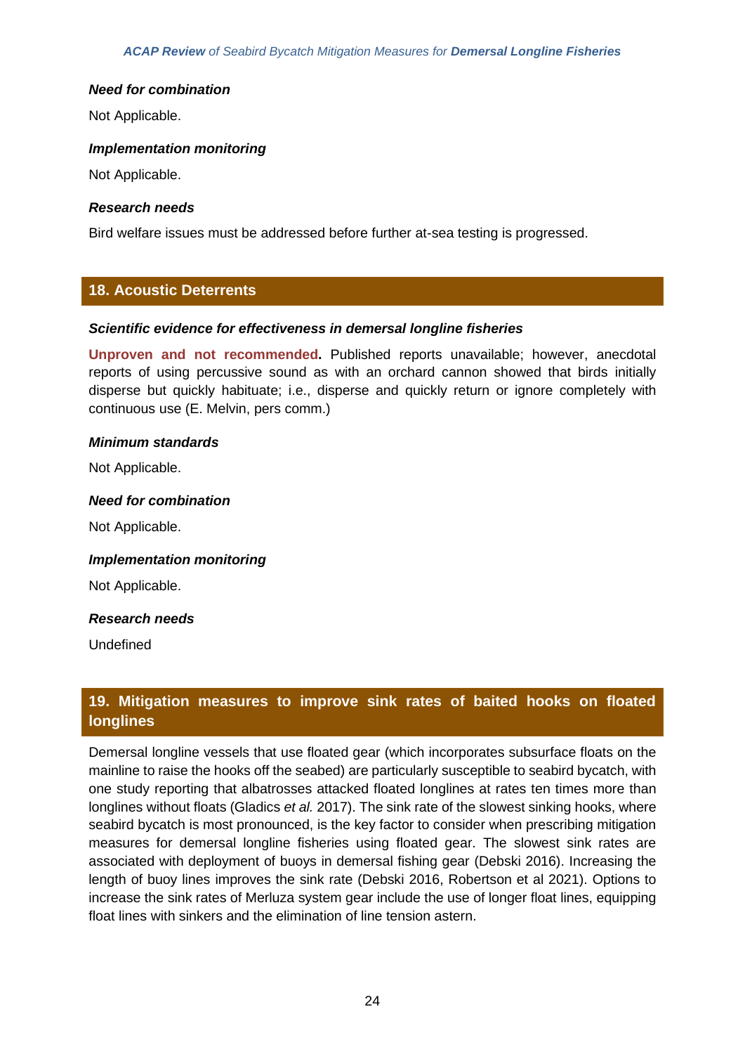### *Need for combination*

Not Applicable.

### *Implementation monitoring*

Not Applicable.

### *Research needs*

Bird welfare issues must be addressed before further at-sea testing is progressed.

## 18. Acoustic Deterrents

### *Scientific evidence for effectiveness in demersal longline fisheries*

**Unproven and not recommended.** Published reports unavailable; however, anecdotal reports of using percussive sound as with an orchard cannon showed that birds initially disperse but quickly habituate; i.e., disperse and quickly return or ignore completely with continuous use (E. Melvin, pers comm.)

### *Minimum standards*

Not Applicable.

### *Need for combination*

Not Applicable.

### *Implementation monitoring*

Not Applicable.

### *Research needs*

Undefined

## 19. Mitigation measures to improve sink rates of baited hooks on floated longlines

Demersal longline vessels that use floated gear (which incorporates subsurface floats on the mainline to raise the hooks off the seabed) are particularly susceptible to seabird bycatch, with one study reporting that albatrosses attacked floated longlines at rates ten times more than longlines without floats (Gladics *et al.* 2017). The sink rate of the slowest sinking hooks, where seabird bycatch is most pronounced, is the key factor to consider when prescribing mitigation measures for demersal longline fisheries using floated gear. The slowest sink rates are associated with deployment of buoys in demersal fishing gear (Debski 2016). Increasing the length of buoy lines improves the sink rate (Debski 2016, Robertson et al 2021). Options to increase the sink rates of Merluza system gear include the use of longer float lines, equipping float lines with sinkers and the elimination of line tension astern.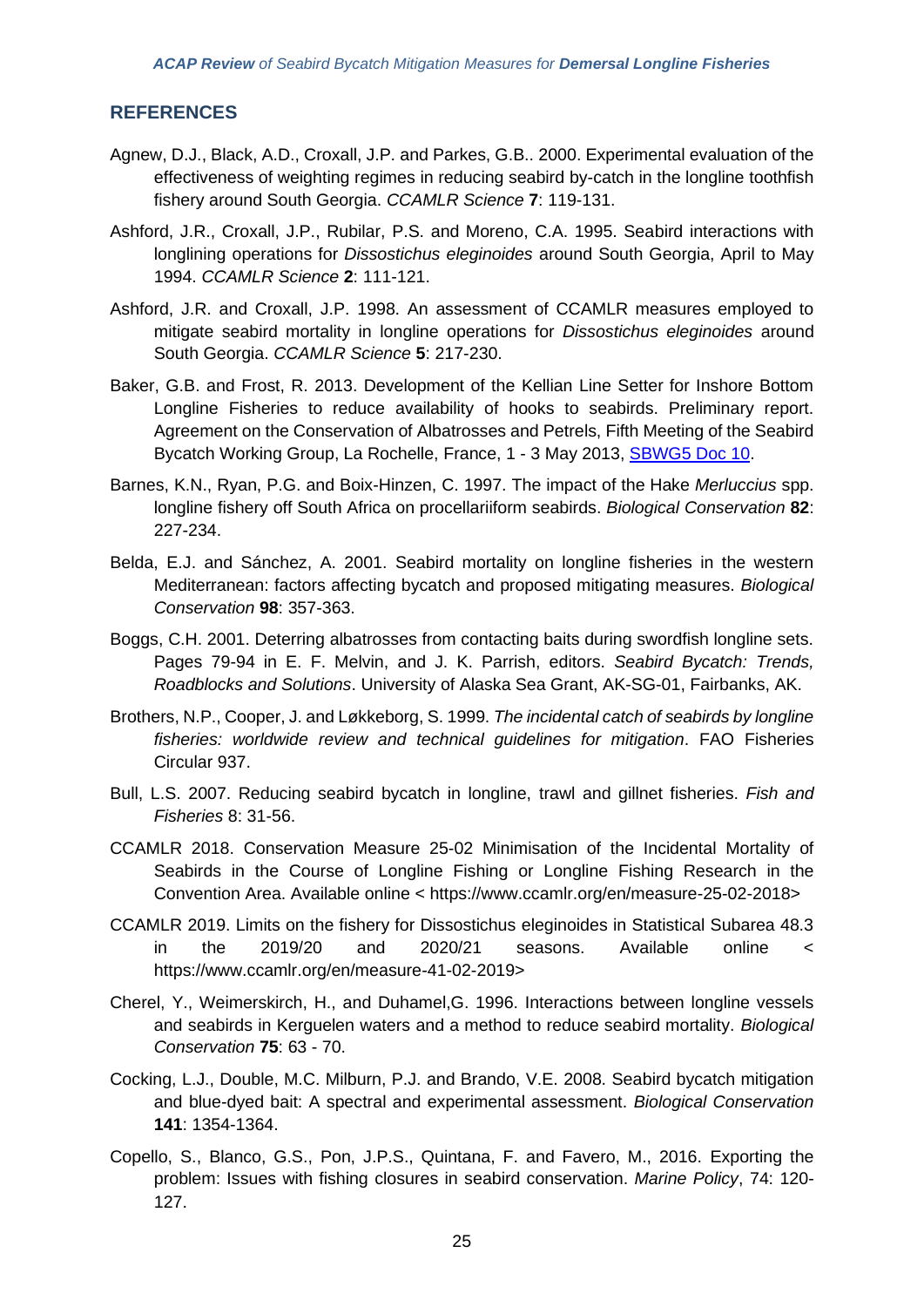## REFERENCES

Agnew, D.J., Black, A.D., Croxall, J.P. and Parkes, G.B.. 2000. Experimental evaluation of the effectiveness of weighting regimes in reducing seabird by-catch in the longline toothfish fishery around South Georgia. *CCAMLR Science* **7**: 119-131.

Ashford, J.R., Croxall, J.P., Rubilar, P.S. and Moreno, C.A. 1995. Seabird interactions with longlining operations for *Dissostichus eleginoides* around South Georgia, April to May 1994. *CCAMLR Science* **2**: 111-121.

Ashford, J.R. and Croxall, J.P. 1998. An assessment of CCAMLR measures employed to mitigate seabird mortality in longline operations for *Dissostichus eleginoides* around South Georgia. *CCAMLR Science* **5**: 217-230.

Baker, G.B. and Frost, R. 2013. Development of the Kellian Line Setter for Inshore Bottom Longline Fisheries to reduce availability of hooks to seabirds. Preliminary report. Agreement on the Conservation of Albatrosses and Petrels, Fifth Meeting of the Seabird Bycatch Working Group, La Rochelle, France, 1 - 3 May 2013, SBWG5 Doc 10.

Barnes, K.N., Ryan, P.G. and Boix-Hinzen, C. 1997. The impact of the Hake *Merluccius* spp. longline fishery off South Africa on procellariiform seabirds. *Biological Conservation* **82**: 227-234.

Belda, E.J. and Sánchez, A. 2001. Seabird mortality on longline fisheries in the western Mediterranean: factors affecting bycatch and proposed mitigating measures. *Biological Conservation* **98**: 357-363.

Boggs, C.H. 2001. Deterring albatrosses from contacting baits during swordfish longline sets. Pages 79-94 in E. F. Melvin, and J. K. Parrish, editors. *Seabird Bycatch: Trends, Roadblocks and Solutions*. University of Alaska Sea Grant, AK-SG-01, Fairbanks, AK.

Brothers, N.P., Cooper, J. and Løkkeborg, S. 1999. *The incidental catch of seabirds by longline fisheries: worldwide review and technical guidelines for mitigation*. FAO Fisheries Circular 937.

Bull, L.S. 2007. Reducing seabird bycatch in longline, trawl and gillnet fisheries. *Fish and Fisheries* 8: 31-56.

CCAMLR 2018. Conservation Measure 25-02 Minimisation of the Incidental Mortality of Seabirds in the Course of Longline Fishing or Longline Fishing Research in the Convention Area. Available online < https://www.ccamlr.org/en/measure-25-02-2018>

CCAMLR 2019. Limits on the fishery for Dissostichus eleginoides in Statistical Subarea 48.3 in the 2019/20 and 2020/21 seasons. Available online < https://www.ccamlr.org/en/measure-41-02-2019>

Cherel, Y., Weimerskirch, H., and Duhamel,G. 1996. Interactions between longline vessels and seabirds in Kerguelen waters and a method to reduce seabird mortality. *Biological Conservation* **75**: 63 - 70.

Cocking, L.J., Double, M.C. Milburn, P.J. and Brando, V.E. 2008. Seabird bycatch mitigation and blue-dyed bait: A spectral and experimental assessment. *Biological Conservation* **141**: 1354-1364.

Copello, S., Blanco, G.S., Pon, J.P.S., Quintana, F. and Favero, M., 2016. Exporting the problem: Issues with fishing closures in seabird conservation. *Marine Policy*, 74: 120-127.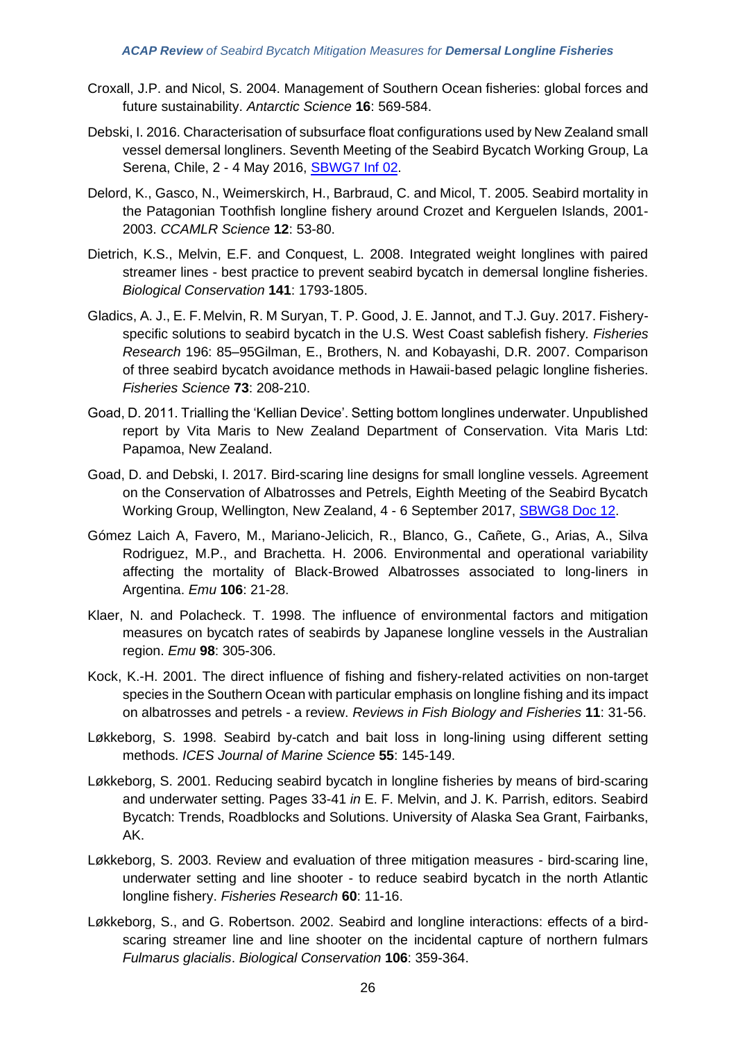Croxall, J.P. and Nicol, S. 2004. Management of Southern Ocean fisheries: global forces and future sustainability. *Antarctic Science* **16**: 569-584.

Debski, I. 2016. Characterisation of subsurface float configurations used by New Zealand small vessel demersal longliners. Seventh Meeting of the Seabird Bycatch Working Group, La Serena, Chile, 2 - 4 May 2016, SBWG7 Inf 02.

Delord, K., Gasco, N., Weimerskirch, H., Barbraud, C. and Micol, T. 2005. Seabird mortality in the Patagonian Toothfish longline fishery around Crozet and Kerguelen Islands, 2001-2003. *CCAMLR Science* **12**: 53-80.

Dietrich, K.S., Melvin, E.F. and Conquest, L. 2008. Integrated weight longlines with paired streamer lines - best practice to prevent seabird bycatch in demersal longline fisheries. *Biological Conservation* **141**: 1793-1805.

Gladics, A. J., E. F. Melvin, R. M Suryan, T. P. Good, J. E. Jannot, and T.J. Guy. 2017. Fishery-specific solutions to seabird bycatch in the U.S. West Coast sablefish fishery. *Fisheries Research* 196: 85–95Gilman, E., Brothers, N. and Kobayashi, D.R. 2007. Comparison of three seabird bycatch avoidance methods in Hawaii-based pelagic longline fisheries. *Fisheries Science* **73**: 208-210.

Goad, D. 2011. Trialling the 'Kellian Device'. Setting bottom longlines underwater. Unpublished report by Vita Maris to New Zealand Department of Conservation. Vita Maris Ltd: Papamoa, New Zealand.

Goad, D. and Debski, I. 2017. Bird-scaring line designs for small longline vessels. Agreement on the Conservation of Albatrosses and Petrels, Eighth Meeting of the Seabird Bycatch Working Group, Wellington, New Zealand, 4 - 6 September 2017, SBWG8 Doc 12.

Gómez Laich A, Favero, M., Mariano-Jelicich, R., Blanco, G., Cañete, G., Arias, A., Silva Rodriguez, M.P., and Brachetta. H. 2006. Environmental and operational variability affecting the mortality of Black-Browed Albatrosses associated to long-liners in Argentina. *Emu* **106**: 21-28.

Klaer, N. and Polacheck. T. 1998. The influence of environmental factors and mitigation measures on bycatch rates of seabirds by Japanese longline vessels in the Australian region. *Emu* **98**: 305-306.

Kock, K.-H. 2001. The direct influence of fishing and fishery-related activities on non-target species in the Southern Ocean with particular emphasis on longline fishing and its impact on albatrosses and petrels - a review. *Reviews in Fish Biology and Fisheries* **11**: 31-56.

Løkkeborg, S. 1998. Seabird by-catch and bait loss in long-lining using different setting methods. *ICES Journal of Marine Science* **55**: 145-149.

Løkkeborg, S. 2001. Reducing seabird bycatch in longline fisheries by means of bird-scaring and underwater setting. Pages 33-41 *in* E. F. Melvin, and J. K. Parrish, editors. Seabird Bycatch: Trends, Roadblocks and Solutions. University of Alaska Sea Grant, Fairbanks, AK.

Løkkeborg, S. 2003. Review and evaluation of three mitigation measures - bird-scaring line, underwater setting and line shooter - to reduce seabird bycatch in the north Atlantic longline fishery. *Fisheries Research* **60**: 11-16.

Løkkeborg, S., and G. Robertson. 2002. Seabird and longline interactions: effects of a bird-scaring streamer line and line shooter on the incidental capture of northern fulmars *Fulmarus glacialis*. *Biological Conservation* **106**: 359-364.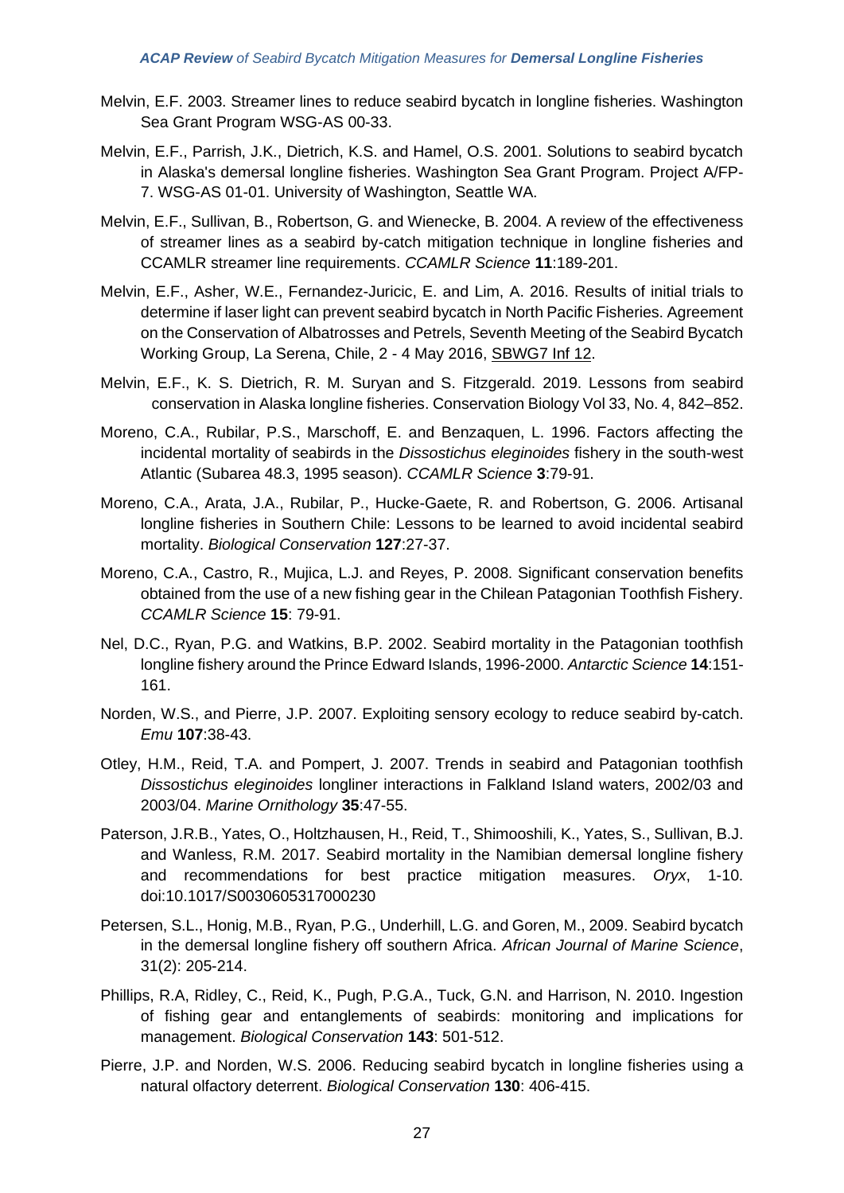Melvin, E.F. 2003. Streamer lines to reduce seabird bycatch in longline fisheries. Washington Sea Grant Program WSG-AS 00-33.

Melvin, E.F., Parrish, J.K., Dietrich, K.S. and Hamel, O.S. 2001. Solutions to seabird bycatch in Alaska's demersal longline fisheries. Washington Sea Grant Program. Project A/FP-7. WSG-AS 01-01. University of Washington, Seattle WA.

Melvin, E.F., Sullivan, B., Robertson, G. and Wienecke, B. 2004. A review of the effectiveness of streamer lines as a seabird by-catch mitigation technique in longline fisheries and CCAMLR streamer line requirements. *CCAMLR Science* **11**:189-201.

Melvin, E.F., Asher, W.E., Fernandez-Juricic, E. and Lim, A. 2016. Results of initial trials to determine if laser light can prevent seabird bycatch in North Pacific Fisheries. Agreement on the Conservation of Albatrosses and Petrels, Seventh Meeting of the Seabird Bycatch Working Group, La Serena, Chile, 2 - 4 May 2016, SBWG7 Inf 12.

Melvin, E.F., K. S. Dietrich, R. M. Suryan and S. Fitzgerald. 2019. Lessons from seabird conservation in Alaska longline fisheries. Conservation Biology Vol 33, No. 4, 842–852.

Moreno, C.A., Rubilar, P.S., Marschoff, E. and Benzaquen, L. 1996. Factors affecting the incidental mortality of seabirds in the *Dissostichus eleginoides* fishery in the south-west Atlantic (Subarea 48.3, 1995 season). *CCAMLR Science* **3**:79-91.

Moreno, C.A., Arata, J.A., Rubilar, P., Hucke-Gaete, R. and Robertson, G. 2006. Artisanal longline fisheries in Southern Chile: Lessons to be learned to avoid incidental seabird mortality. *Biological Conservation* **127**:27-37.

Moreno, C.A., Castro, R., Mujica, L.J. and Reyes, P. 2008. Significant conservation benefits obtained from the use of a new fishing gear in the Chilean Patagonian Toothfish Fishery. *CCAMLR Science* **15**: 79-91.

Nel, D.C., Ryan, P.G. and Watkins, B.P. 2002. Seabird mortality in the Patagonian toothfish longline fishery around the Prince Edward Islands, 1996-2000. *Antarctic Science* **14**:151-161.

Norden, W.S., and Pierre, J.P. 2007. Exploiting sensory ecology to reduce seabird by-catch. *Emu* **107**:38-43.

Otley, H.M., Reid, T.A. and Pompert, J. 2007. Trends in seabird and Patagonian toothfish *Dissostichus eleginoides* longliner interactions in Falkland Island waters, 2002/03 and 2003/04. *Marine Ornithology* **35**:47-55.

Paterson, J.R.B., Yates, O., Holtzhausen, H., Reid, T., Shimooshili, K., Yates, S., Sullivan, B.J. and Wanless, R.M. 2017. Seabird mortality in the Namibian demersal longline fishery and recommendations for best practice mitigation measures. *Oryx*, 1-10. doi:10.1017/S0030605317000230

Petersen, S.L., Honig, M.B., Ryan, P.G., Underhill, L.G. and Goren, M., 2009. Seabird bycatch in the demersal longline fishery off southern Africa. *African Journal of Marine Science*, 31(2): 205-214.

Phillips, R.A, Ridley, C., Reid, K., Pugh, P.G.A., Tuck, G.N. and Harrison, N. 2010. Ingestion of fishing gear and entanglements of seabirds: monitoring and implications for management. *Biological Conservation* **143**: 501-512.

Pierre, J.P. and Norden, W.S. 2006. Reducing seabird bycatch in longline fisheries using a natural olfactory deterrent. *Biological Conservation* **130**: 406-415.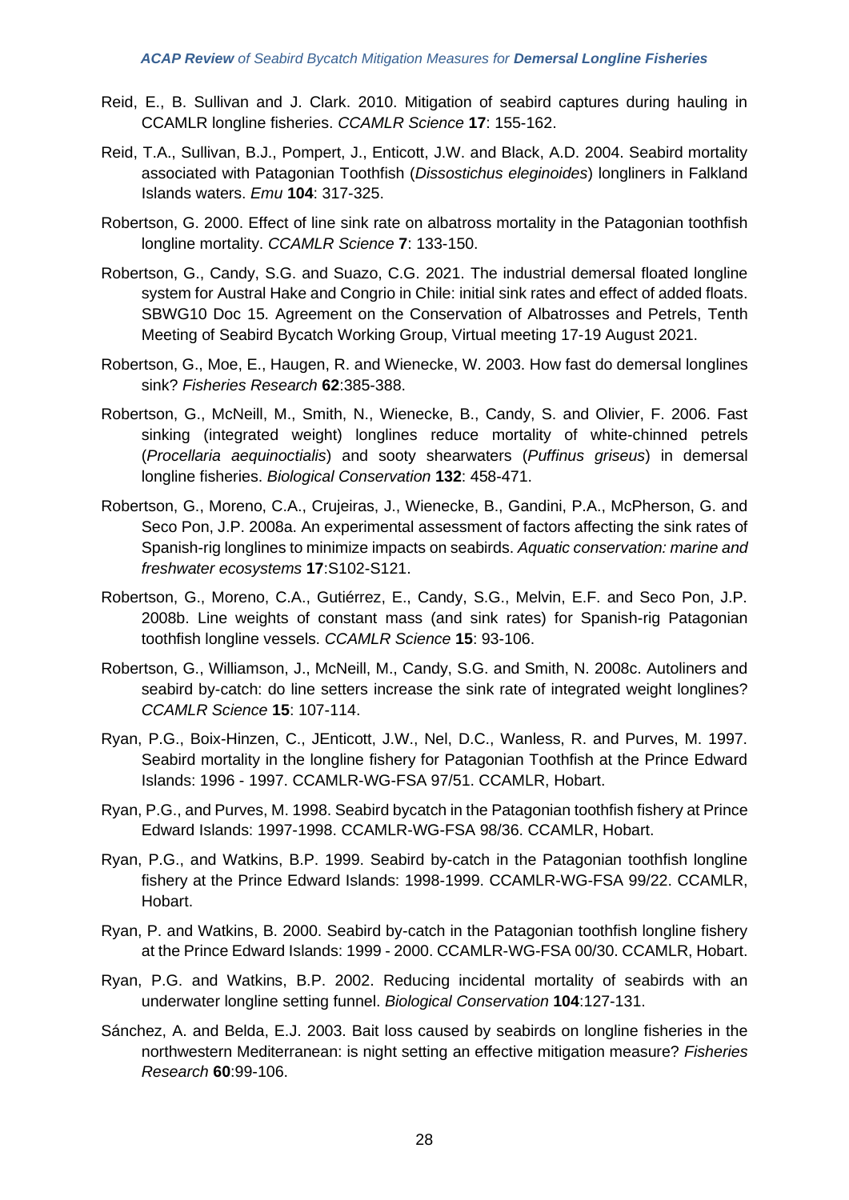Reid, E., B. Sullivan and J. Clark. 2010. Mitigation of seabird captures during hauling in CCAMLR longline fisheries. *CCAMLR Science* **17**: 155-162.

Reid, T.A., Sullivan, B.J., Pompert, J., Enticott, J.W. and Black, A.D. 2004. Seabird mortality associated with Patagonian Toothfish (*Dissostichus eleginoides*) longliners in Falkland Islands waters. *Emu* **104**: 317-325.

Robertson, G. 2000. Effect of line sink rate on albatross mortality in the Patagonian toothfish longline mortality. *CCAMLR Science* **7**: 133-150.

Robertson, G., Candy, S.G. and Suazo, C.G. 2021. The industrial demersal floated longline system for Austral Hake and Congrio in Chile: initial sink rates and effect of added floats. SBWG10 Doc 15. Agreement on the Conservation of Albatrosses and Petrels, Tenth Meeting of Seabird Bycatch Working Group, Virtual meeting 17-19 August 2021.

Robertson, G., Moe, E., Haugen, R. and Wienecke, W. 2003. How fast do demersal longlines sink? *Fisheries Research* **62**:385-388.

Robertson, G., McNeill, M., Smith, N., Wienecke, B., Candy, S. and Olivier, F. 2006. Fast sinking (integrated weight) longlines reduce mortality of white-chinned petrels (*Procellaria aequinoctialis*) and sooty shearwaters (*Puffinus griseus*) in demersal longline fisheries. *Biological Conservation* **132**: 458-471.

Robertson, G., Moreno, C.A., Crujeiras, J., Wienecke, B., Gandini, P.A., McPherson, G. and Seco Pon, J.P. 2008a. An experimental assessment of factors affecting the sink rates of Spanish-rig longlines to minimize impacts on seabirds. *Aquatic conservation: marine and freshwater ecosystems* **17**:S102-S121.

Robertson, G., Moreno, C.A., Gutiérrez, E., Candy, S.G., Melvin, E.F. and Seco Pon, J.P. 2008b. Line weights of constant mass (and sink rates) for Spanish-rig Patagonian toothfish longline vessels. *CCAMLR Science* **15**: 93-106.

Robertson, G., Williamson, J., McNeill, M., Candy, S.G. and Smith, N. 2008c. Autoliners and seabird by-catch: do line setters increase the sink rate of integrated weight longlines? *CCAMLR Science* **15**: 107-114.

Ryan, P.G., Boix-Hinzen, C., JEnticott, J.W., Nel, D.C., Wanless, R. and Purves, M. 1997. Seabird mortality in the longline fishery for Patagonian Toothfish at the Prince Edward Islands: 1996 - 1997. CCAMLR-WG-FSA 97/51. CCAMLR, Hobart.

Ryan, P.G., and Purves, M. 1998. Seabird bycatch in the Patagonian toothfish fishery at Prince Edward Islands: 1997-1998. CCAMLR-WG-FSA 98/36. CCAMLR, Hobart.

Ryan, P.G., and Watkins, B.P. 1999. Seabird by-catch in the Patagonian toothfish longline fishery at the Prince Edward Islands: 1998-1999. CCAMLR-WG-FSA 99/22. CCAMLR, Hobart.

Ryan, P. and Watkins, B. 2000. Seabird by-catch in the Patagonian toothfish longline fishery at the Prince Edward Islands: 1999 - 2000. CCAMLR-WG-FSA 00/30. CCAMLR, Hobart.

Ryan, P.G. and Watkins, B.P. 2002. Reducing incidental mortality of seabirds with an underwater longline setting funnel. *Biological Conservation* **104**:127-131.

Sánchez, A. and Belda, E.J. 2003. Bait loss caused by seabirds on longline fisheries in the northwestern Mediterranean: is night setting an effective mitigation measure? *Fisheries Research* **60**:99-106.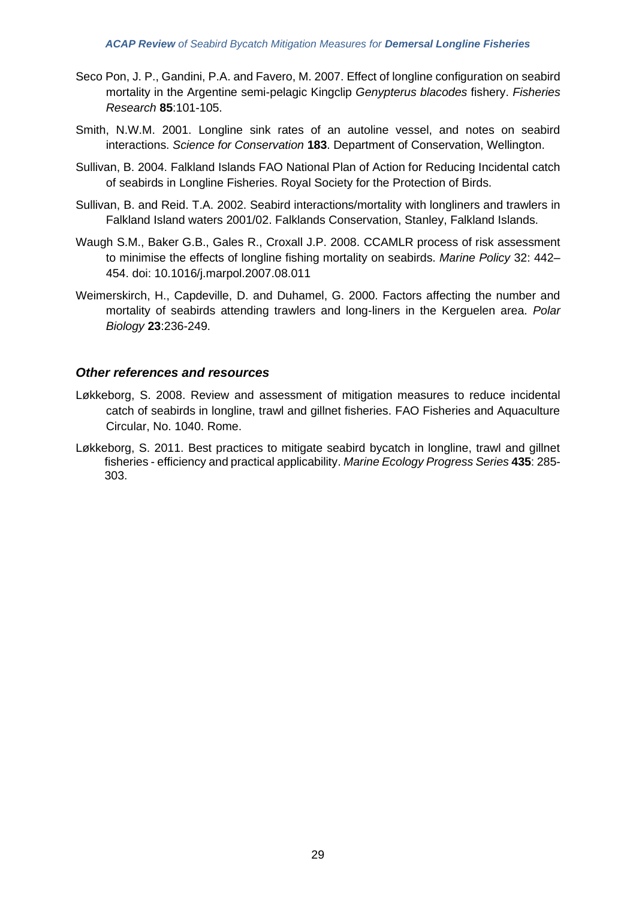Seco Pon, J. P., Gandini, P.A. and Favero, M. 2007. Effect of longline configuration on seabird mortality in the Argentine semi-pelagic Kingclip *Genypterus blacodes* fishery. *Fisheries Research* **85**:101-105.

Smith, N.W.M. 2001. Longline sink rates of an autoline vessel, and notes on seabird interactions. *Science for Conservation* **183**. Department of Conservation, Wellington.

Sullivan, B. 2004. Falkland Islands FAO National Plan of Action for Reducing Incidental catch of seabirds in Longline Fisheries. Royal Society for the Protection of Birds.

Sullivan, B. and Reid. T.A. 2002. Seabird interactions/mortality with longliners and trawlers in Falkland Island waters 2001/02. Falklands Conservation, Stanley, Falkland Islands.

Waugh S.M., Baker G.B., Gales R., Croxall J.P. 2008. CCAMLR process of risk assessment to minimise the effects of longline fishing mortality on seabirds. *Marine Policy* 32: 442–454. doi: 10.1016/j.marpol.2007.08.011

Weimerskirch, H., Capdeville, D. and Duhamel, G. 2000. Factors affecting the number and mortality of seabirds attending trawlers and long-liners in the Kerguelen area. *Polar Biology* **23**:236-249.

### *Other references and resources*

Løkkeborg, S. 2008. Review and assessment of mitigation measures to reduce incidental catch of seabirds in longline, trawl and gillnet fisheries. FAO Fisheries and Aquaculture Circular, No. 1040. Rome.

Løkkeborg, S. 2011. Best practices to mitigate seabird bycatch in longline, trawl and gillnet fisheries - efficiency and practical applicability. *Marine Ecology Progress Series* **435**: 285-303.